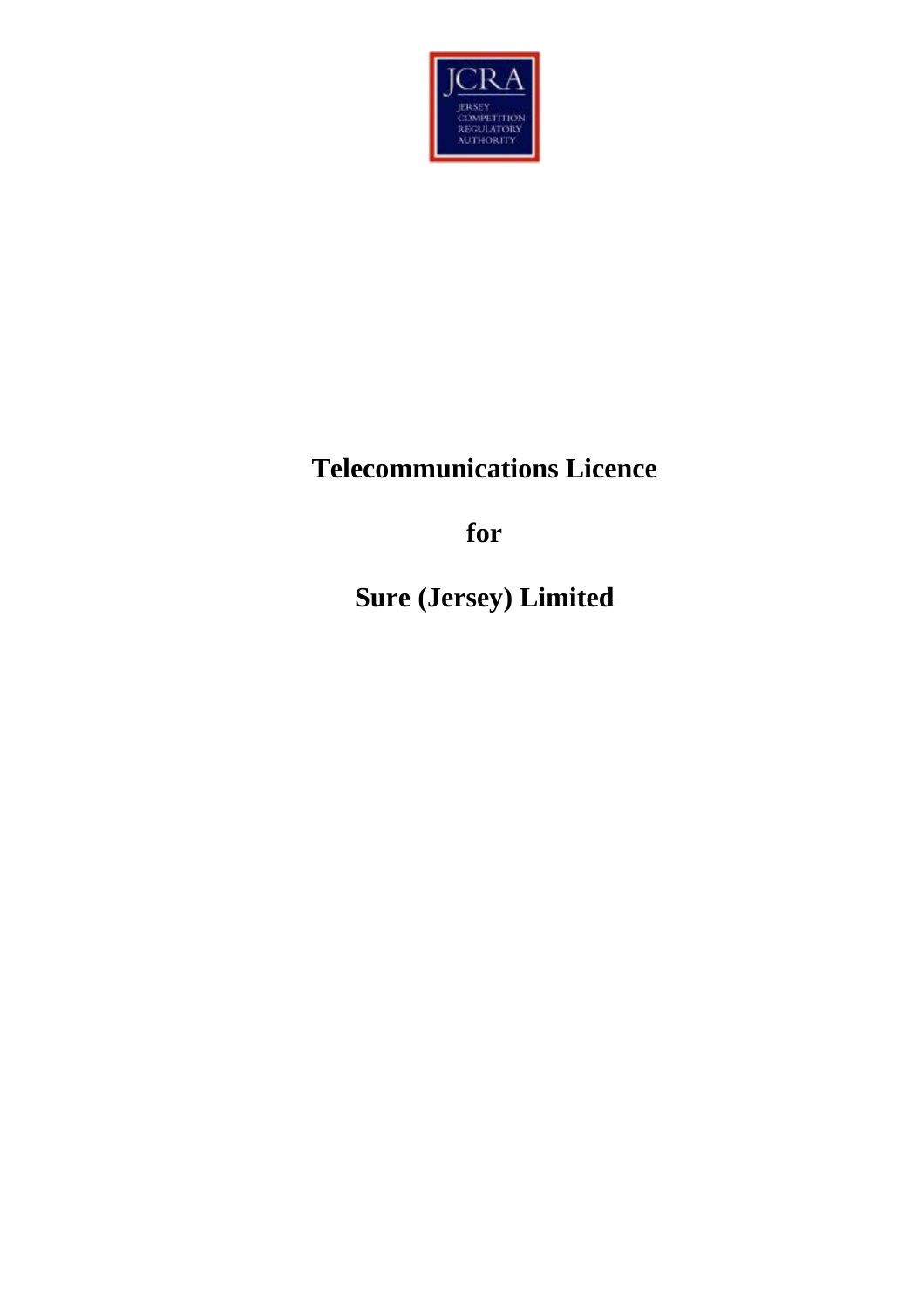# Telecommunications Licence

# for

# Sure (Jersey) Limited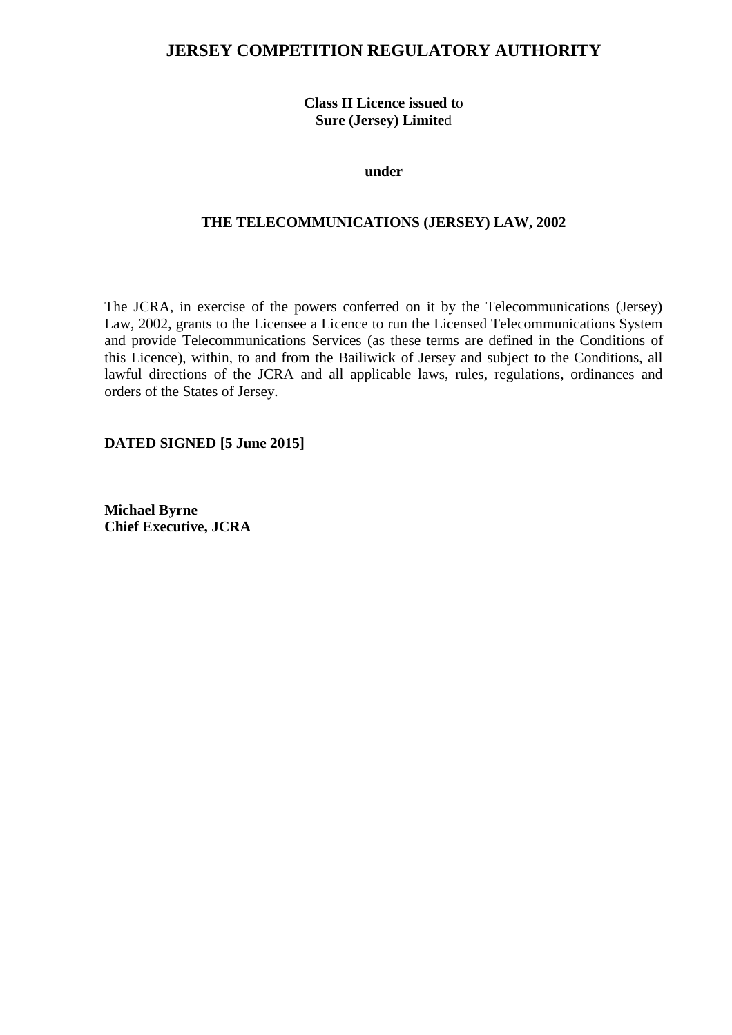# JERSEY COMPETITION REGULATORY AUTHORITY

**Class II Licence issued to**
**Sure (Jersey) Limited**

**under**

**THE TELECOMMUNICATIONS (JERSEY) LAW, 2002**

The JCRA, in exercise of the powers conferred on it by the Telecommunications (Jersey) Law, 2002, grants to the Licensee a Licence to run the Licensed Telecommunications System and provide Telecommunications Services (as these terms are defined in the Conditions of this Licence), within, to and from the Bailiwick of Jersey and subject to the Conditions, all lawful directions of the JCRA and all applicable laws, rules, regulations, ordinances and orders of the States of Jersey.

**DATED SIGNED [5 June 2015]**

**Michael Byrne**
**Chief Executive, JCRA**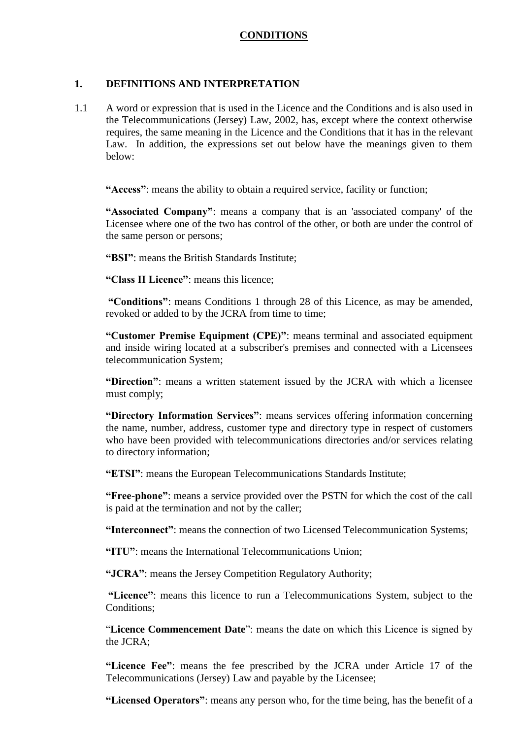## CONDITIONS

### 1. DEFINITIONS AND INTERPRETATION

1.1 A word or expression that is used in the Licence and the Conditions and is also used in the Telecommunications (Jersey) Law, 2002, has, except where the context otherwise requires, the same meaning in the Licence and the Conditions that it has in the relevant Law. In addition, the expressions set out below have the meanings given to them below:

**"Access"**: means the ability to obtain a required service, facility or function;

**"Associated Company"**: means a company that is an 'associated company' of the Licensee where one of the two has control of the other, or both are under the control of the same person or persons;

**"BSI"**: means the British Standards Institute;

**"Class II Licence"**: means this licence;

**"Conditions"**: means Conditions 1 through 28 of this Licence, as may be amended, revoked or added to by the JCRA from time to time;

**"Customer Premise Equipment (CPE)"**: means terminal and associated equipment and inside wiring located at a subscriber's premises and connected with a Licensees telecommunication System;

**"Direction"**: means a written statement issued by the JCRA with which a licensee must comply;

**"Directory Information Services"**: means services offering information concerning the name, number, address, customer type and directory type in respect of customers who have been provided with telecommunications directories and/or services relating to directory information;

**"ETSI"**: means the European Telecommunications Standards Institute;

**"Free-phone"**: means a service provided over the PSTN for which the cost of the call is paid at the termination and not by the caller;

**"Interconnect"**: means the connection of two Licensed Telecommunication Systems;

**"ITU"**: means the International Telecommunications Union;

**"JCRA"**: means the Jersey Competition Regulatory Authority;

**"Licence"**: means this licence to run a Telecommunications System, subject to the Conditions;

"**Licence Commencement Date**": means the date on which this Licence is signed by the JCRA;

**"Licence Fee"**: means the fee prescribed by the JCRA under Article 17 of the Telecommunications (Jersey) Law and payable by the Licensee;

**"Licensed Operators"**: means any person who, for the time being, has the benefit of a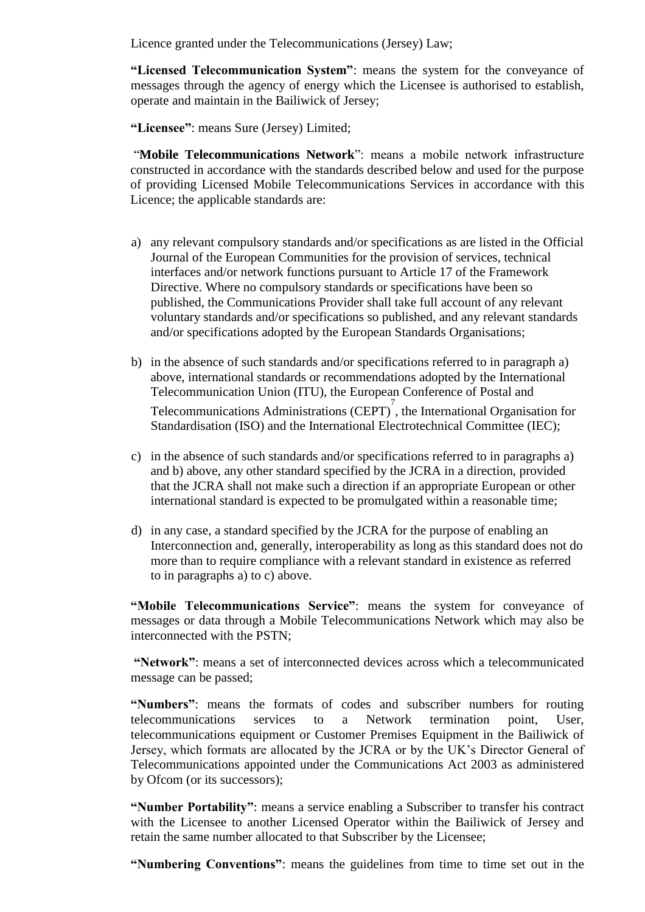Licence granted under the Telecommunications (Jersey) Law;

**"Licensed Telecommunication System"**: means the system for the conveyance of messages through the agency of energy which the Licensee is authorised to establish, operate and maintain in the Bailiwick of Jersey;

**"Licensee"**: means Sure (Jersey) Limited;

"**Mobile Telecommunications Network**": means a mobile network infrastructure constructed in accordance with the standards described below and used for the purpose of providing Licensed Mobile Telecommunications Services in accordance with this Licence; the applicable standards are:

a) any relevant compulsory standards and/or specifications as are listed in the Official Journal of the European Communities for the provision of services, technical interfaces and/or network functions pursuant to Article 17 of the Framework Directive. Where no compulsory standards or specifications have been so published, the Communications Provider shall take full account of any relevant voluntary standards and/or specifications so published, and any relevant standards and/or specifications adopted by the European Standards Organisations;

b) in the absence of such standards and/or specifications referred to in paragraph a) above, international standards or recommendations adopted by the International Telecommunication Union (ITU), the European Conference of Postal and Telecommunications Administrations (CEPT)[7], the International Organisation for Standardisation (ISO) and the International Electrotechnical Committee (IEC);

c) in the absence of such standards and/or specifications referred to in paragraphs a) and b) above, any other standard specified by the JCRA in a direction, provided that the JCRA shall not make such a direction if an appropriate European or other international standard is expected to be promulgated within a reasonable time;

d) in any case, a standard specified by the JCRA for the purpose of enabling an Interconnection and, generally, interoperability as long as this standard does not do more than to require compliance with a relevant standard in existence as referred to in paragraphs a) to c) above.

**"Mobile Telecommunications Service"**: means the system for conveyance of messages or data through a Mobile Telecommunications Network which may also be interconnected with the PSTN;

**"Network"**: means a set of interconnected devices across which a telecommunicated message can be passed;

**"Numbers"**: means the formats of codes and subscriber numbers for routing telecommunications services to a Network termination point, User, telecommunications equipment or Customer Premises Equipment in the Bailiwick of Jersey, which formats are allocated by the JCRA or by the UK's Director General of Telecommunications appointed under the Communications Act 2003 as administered by Ofcom (or its successors);

**"Number Portability"**: means a service enabling a Subscriber to transfer his contract with the Licensee to another Licensed Operator within the Bailiwick of Jersey and retain the same number allocated to that Subscriber by the Licensee;

**"Numbering Conventions"**: means the guidelines from time to time set out in the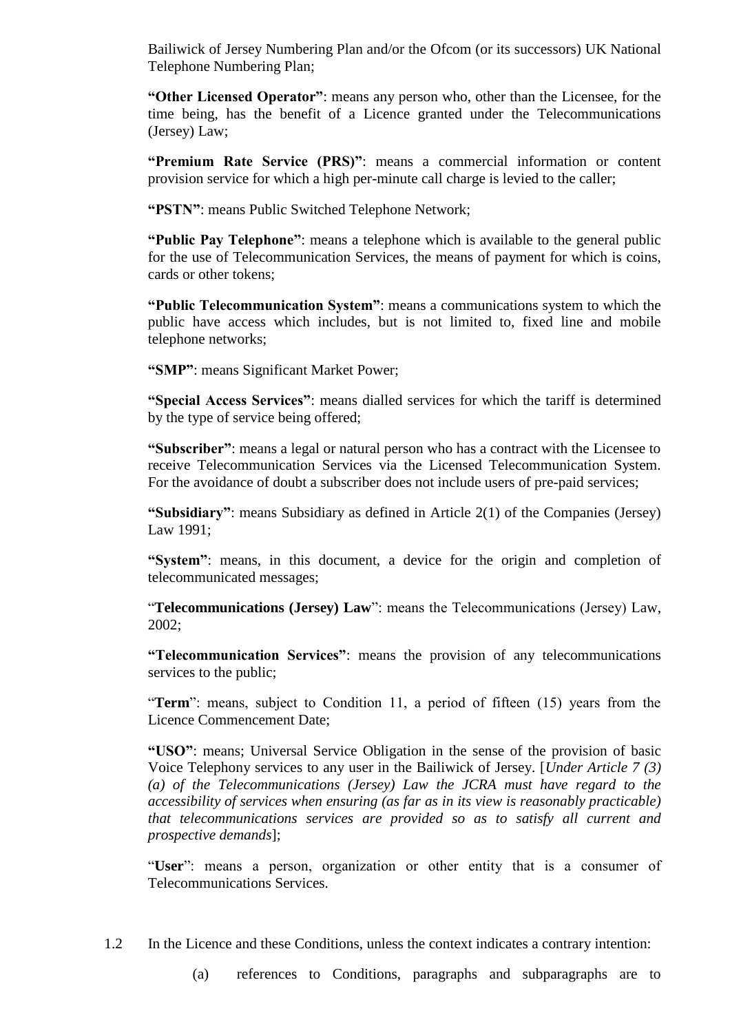Bailiwick of Jersey Numbering Plan and/or the Ofcom (or its successors) UK National Telephone Numbering Plan;

**"Other Licensed Operator"**: means any person who, other than the Licensee, for the time being, has the benefit of a Licence granted under the Telecommunications (Jersey) Law;

**"Premium Rate Service (PRS)"**: means a commercial information or content provision service for which a high per-minute call charge is levied to the caller;

**"PSTN"**: means Public Switched Telephone Network;

**"Public Pay Telephone"**: means a telephone which is available to the general public for the use of Telecommunication Services, the means of payment for which is coins, cards or other tokens;

**"Public Telecommunication System"**: means a communications system to which the public have access which includes, but is not limited to, fixed line and mobile telephone networks;

**"SMP"**: means Significant Market Power;

**"Special Access Services"**: means dialled services for which the tariff is determined by the type of service being offered;

**"Subscriber"**: means a legal or natural person who has a contract with the Licensee to receive Telecommunication Services via the Licensed Telecommunication System. For the avoidance of doubt a subscriber does not include users of pre-paid services;

**"Subsidiary"**: means Subsidiary as defined in Article 2(1) of the Companies (Jersey) Law 1991;

**"System"**: means, in this document, a device for the origin and completion of telecommunicated messages;

"**Telecommunications (Jersey) Law**": means the Telecommunications (Jersey) Law, 2002;

**"Telecommunication Services"**: means the provision of any telecommunications services to the public;

"**Term**": means, subject to Condition 11, a period of fifteen (15) years from the Licence Commencement Date;

**"USO"**: means; Universal Service Obligation in the sense of the provision of basic Voice Telephony services to any user in the Bailiwick of Jersey. [*Under Article 7 (3) (a) of the Telecommunications (Jersey) Law the JCRA must have regard to the accessibility of services when ensuring (as far as in its view is reasonably practicable) that telecommunications services are provided so as to satisfy all current and prospective demands*];

"**User**": means a person, organization or other entity that is a consumer of Telecommunications Services.

1.2 In the Licence and these Conditions, unless the context indicates a contrary intention:

(a) references to Conditions, paragraphs and subparagraphs are to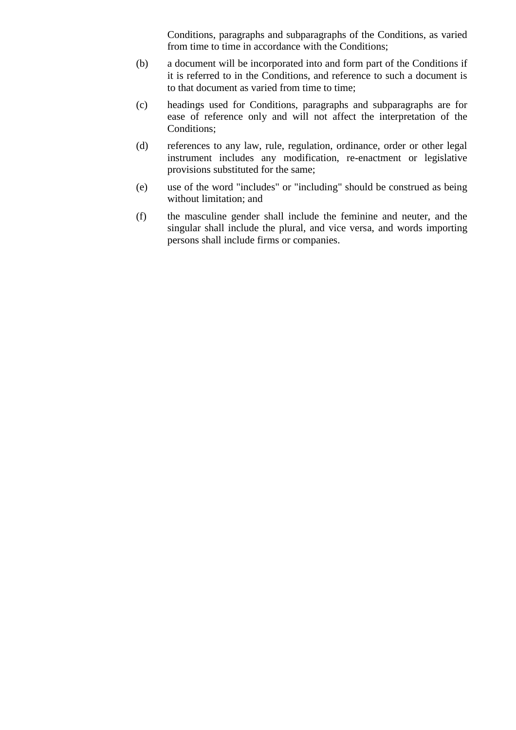Conditions, paragraphs and subparagraphs of the Conditions, as varied from time to time in accordance with the Conditions;

(b) a document will be incorporated into and form part of the Conditions if it is referred to in the Conditions, and reference to such a document is to that document as varied from time to time;

(c) headings used for Conditions, paragraphs and subparagraphs are for ease of reference only and will not affect the interpretation of the Conditions;

(d) references to any law, rule, regulation, ordinance, order or other legal instrument includes any modification, re-enactment or legislative provisions substituted for the same;

(e) use of the word "includes" or "including" should be construed as being without limitation; and

(f) the masculine gender shall include the feminine and neuter, and the singular shall include the plural, and vice versa, and words importing persons shall include firms or companies.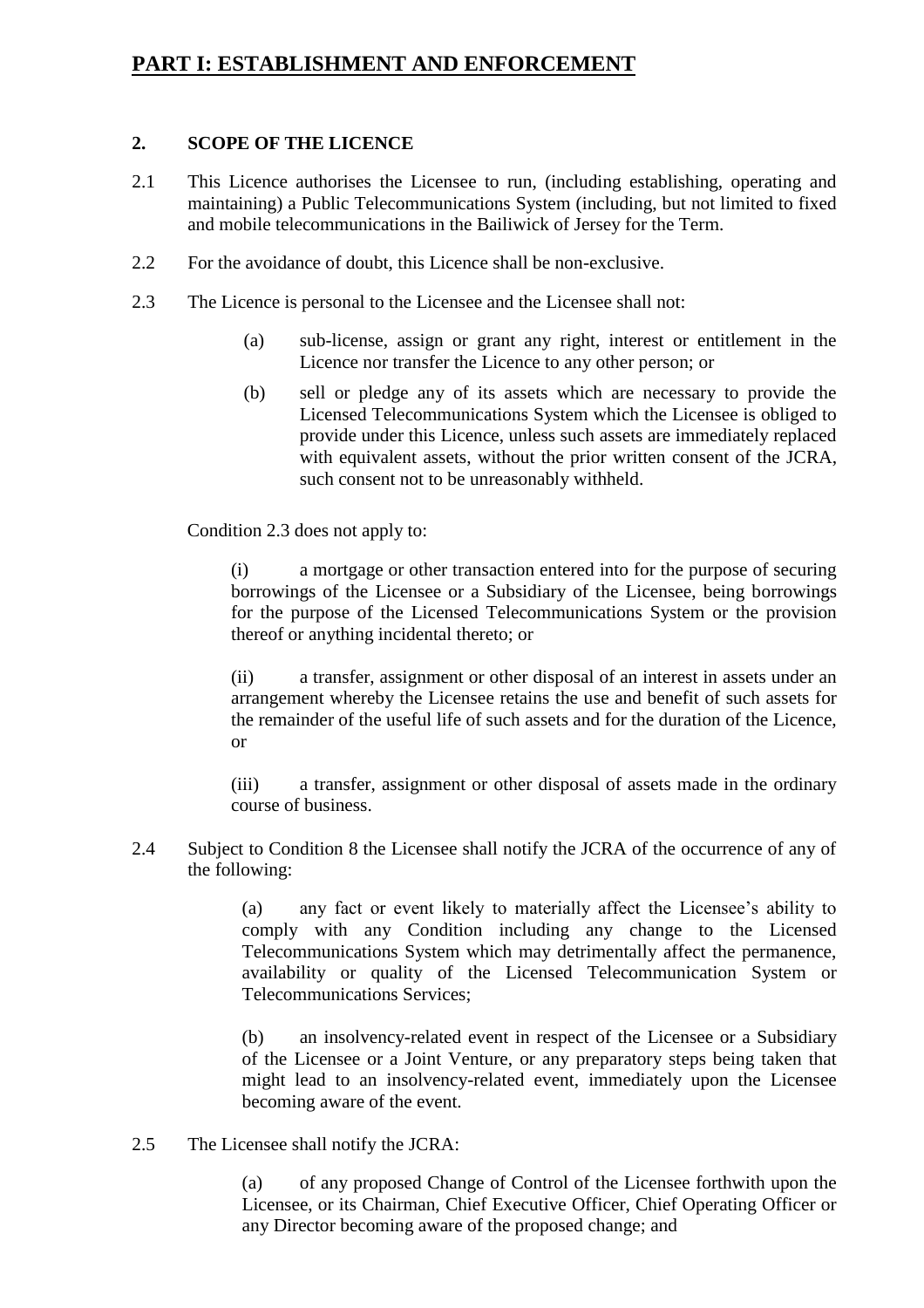# PART I: ESTABLISHMENT AND ENFORCEMENT

## 2. SCOPE OF THE LICENCE

2.1 This Licence authorises the Licensee to run, (including establishing, operating and maintaining) a Public Telecommunications System (including, but not limited to fixed and mobile telecommunications in the Bailiwick of Jersey for the Term.

2.2 For the avoidance of doubt, this Licence shall be non-exclusive.

2.3 The Licence is personal to the Licensee and the Licensee shall not:

(a) sub-license, assign or grant any right, interest or entitlement in the Licence nor transfer the Licence to any other person; or

(b) sell or pledge any of its assets which are necessary to provide the Licensed Telecommunications System which the Licensee is obliged to provide under this Licence, unless such assets are immediately replaced with equivalent assets, without the prior written consent of the JCRA, such consent not to be unreasonably withheld.

Condition 2.3 does not apply to:

(i) a mortgage or other transaction entered into for the purpose of securing borrowings of the Licensee or a Subsidiary of the Licensee, being borrowings for the purpose of the Licensed Telecommunications System or the provision thereof or anything incidental thereto; or

(ii) a transfer, assignment or other disposal of an interest in assets under an arrangement whereby the Licensee retains the use and benefit of such assets for the remainder of the useful life of such assets and for the duration of the Licence, or

(iii) a transfer, assignment or other disposal of assets made in the ordinary course of business.

2.4 Subject to Condition 8 the Licensee shall notify the JCRA of the occurrence of any of the following:

(a) any fact or event likely to materially affect the Licensee's ability to comply with any Condition including any change to the Licensed Telecommunications System which may detrimentally affect the permanence, availability or quality of the Licensed Telecommunication System or Telecommunications Services;

(b) an insolvency-related event in respect of the Licensee or a Subsidiary of the Licensee or a Joint Venture, or any preparatory steps being taken that might lead to an insolvency-related event, immediately upon the Licensee becoming aware of the event.

2.5 The Licensee shall notify the JCRA:

(a) of any proposed Change of Control of the Licensee forthwith upon the Licensee, or its Chairman, Chief Executive Officer, Chief Operating Officer or any Director becoming aware of the proposed change; and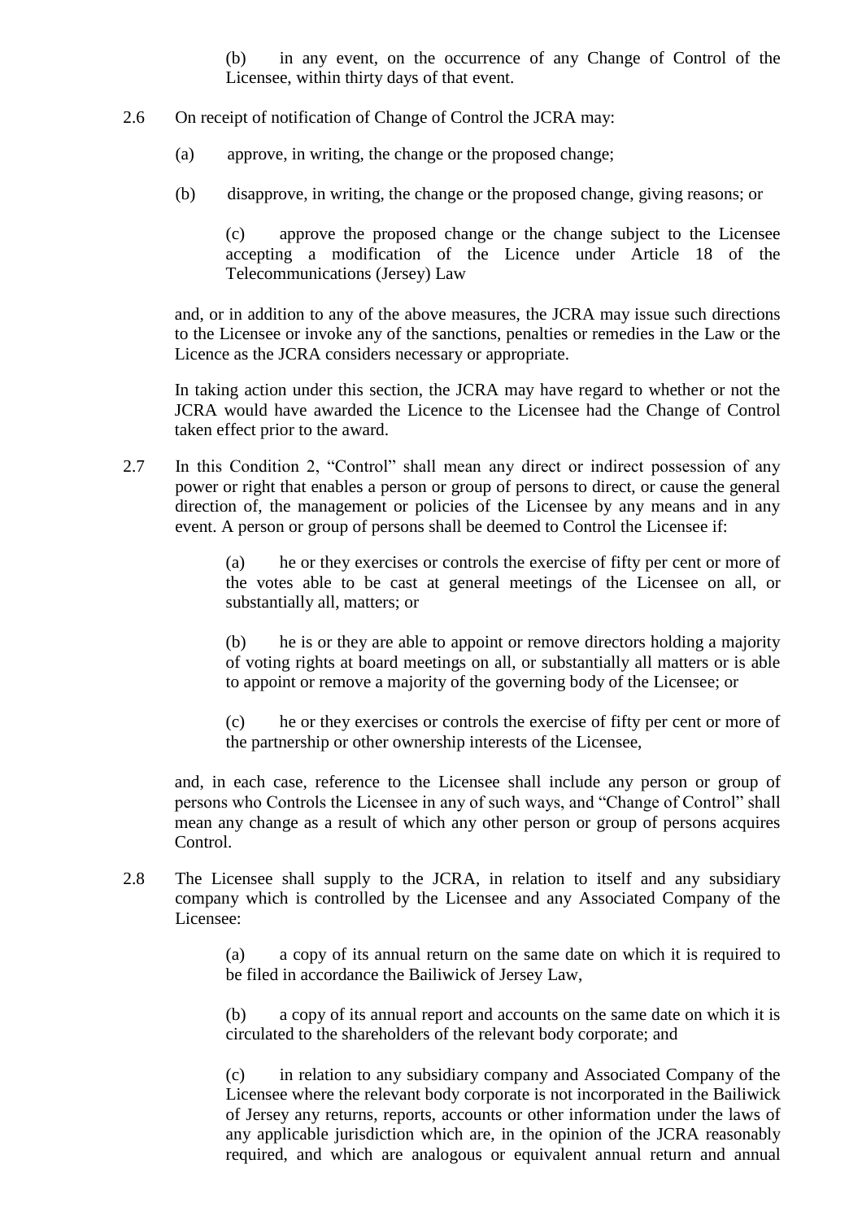(b) in any event, on the occurrence of any Change of Control of the Licensee, within thirty days of that event.

2.6 On receipt of notification of Change of Control the JCRA may:

(a) approve, in writing, the change or the proposed change;

(b) disapprove, in writing, the change or the proposed change, giving reasons; or

(c) approve the proposed change or the change subject to the Licensee accepting a modification of the Licence under Article 18 of the Telecommunications (Jersey) Law

and, or in addition to any of the above measures, the JCRA may issue such directions to the Licensee or invoke any of the sanctions, penalties or remedies in the Law or the Licence as the JCRA considers necessary or appropriate.

In taking action under this section, the JCRA may have regard to whether or not the JCRA would have awarded the Licence to the Licensee had the Change of Control taken effect prior to the award.

2.7 In this Condition 2, "Control" shall mean any direct or indirect possession of any power or right that enables a person or group of persons to direct, or cause the general direction of, the management or policies of the Licensee by any means and in any event. A person or group of persons shall be deemed to Control the Licensee if:

(a) he or they exercises or controls the exercise of fifty per cent or more of the votes able to be cast at general meetings of the Licensee on all, or substantially all, matters; or

(b) he is or they are able to appoint or remove directors holding a majority of voting rights at board meetings on all, or substantially all matters or is able to appoint or remove a majority of the governing body of the Licensee; or

(c) he or they exercises or controls the exercise of fifty per cent or more of the partnership or other ownership interests of the Licensee,

and, in each case, reference to the Licensee shall include any person or group of persons who Controls the Licensee in any of such ways, and "Change of Control" shall mean any change as a result of which any other person or group of persons acquires Control.

2.8 The Licensee shall supply to the JCRA, in relation to itself and any subsidiary company which is controlled by the Licensee and any Associated Company of the Licensee:

(a) a copy of its annual return on the same date on which it is required to be filed in accordance the Bailiwick of Jersey Law,

(b) a copy of its annual report and accounts on the same date on which it is circulated to the shareholders of the relevant body corporate; and

(c) in relation to any subsidiary company and Associated Company of the Licensee where the relevant body corporate is not incorporated in the Bailiwick of Jersey any returns, reports, accounts or other information under the laws of any applicable jurisdiction which are, in the opinion of the JCRA reasonably required, and which are analogous or equivalent annual return and annual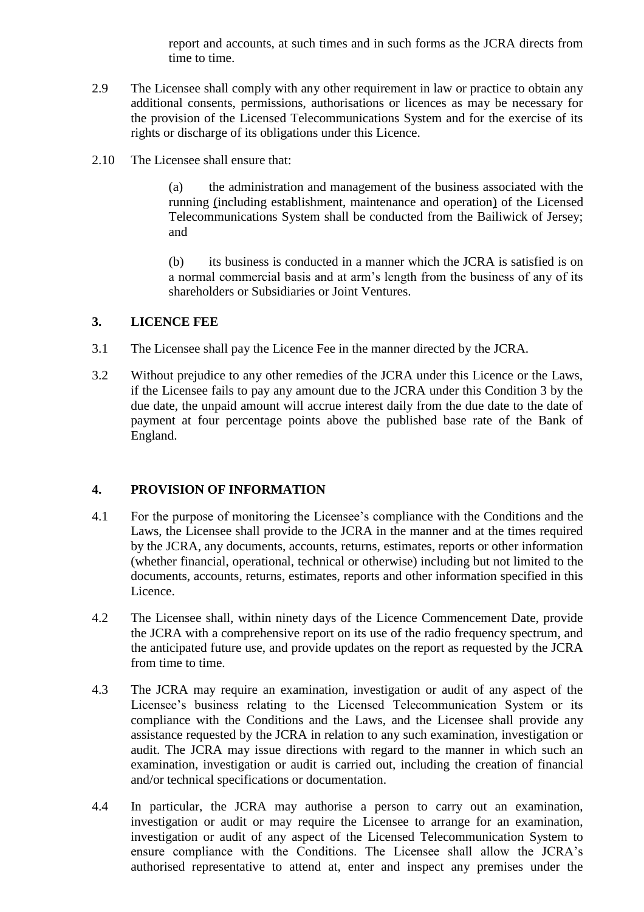report and accounts, at such times and in such forms as the JCRA directs from time to time.

2.9 The Licensee shall comply with any other requirement in law or practice to obtain any additional consents, permissions, authorisations or licences as may be necessary for the provision of the Licensed Telecommunications System and for the exercise of its rights or discharge of its obligations under this Licence.

2.10 The Licensee shall ensure that:

(a) the administration and management of the business associated with the running (including establishment, maintenance and operation) of the Licensed Telecommunications System shall be conducted from the Bailiwick of Jersey; and

(b) its business is conducted in a manner which the JCRA is satisfied is on a normal commercial basis and at arm's length from the business of any of its shareholders or Subsidiaries or Joint Ventures.

## 3. LICENCE FEE

3.1 The Licensee shall pay the Licence Fee in the manner directed by the JCRA.

3.2 Without prejudice to any other remedies of the JCRA under this Licence or the Laws, if the Licensee fails to pay any amount due to the JCRA under this Condition 3 by the due date, the unpaid amount will accrue interest daily from the due date to the date of payment at four percentage points above the published base rate of the Bank of England.

## 4. PROVISION OF INFORMATION

4.1 For the purpose of monitoring the Licensee's compliance with the Conditions and the Laws, the Licensee shall provide to the JCRA in the manner and at the times required by the JCRA, any documents, accounts, returns, estimates, reports or other information (whether financial, operational, technical or otherwise) including but not limited to the documents, accounts, returns, estimates, reports and other information specified in this Licence.

4.2 The Licensee shall, within ninety days of the Licence Commencement Date, provide the JCRA with a comprehensive report on its use of the radio frequency spectrum, and the anticipated future use, and provide updates on the report as requested by the JCRA from time to time.

4.3 The JCRA may require an examination, investigation or audit of any aspect of the Licensee's business relating to the Licensed Telecommunication System or its compliance with the Conditions and the Laws, and the Licensee shall provide any assistance requested by the JCRA in relation to any such examination, investigation or audit. The JCRA may issue directions with regard to the manner in which such an examination, investigation or audit is carried out, including the creation of financial and/or technical specifications or documentation.

4.4 In particular, the JCRA may authorise a person to carry out an examination, investigation or audit or may require the Licensee to arrange for an examination, investigation or audit of any aspect of the Licensed Telecommunication System to ensure compliance with the Conditions. The Licensee shall allow the JCRA's authorised representative to attend at, enter and inspect any premises under the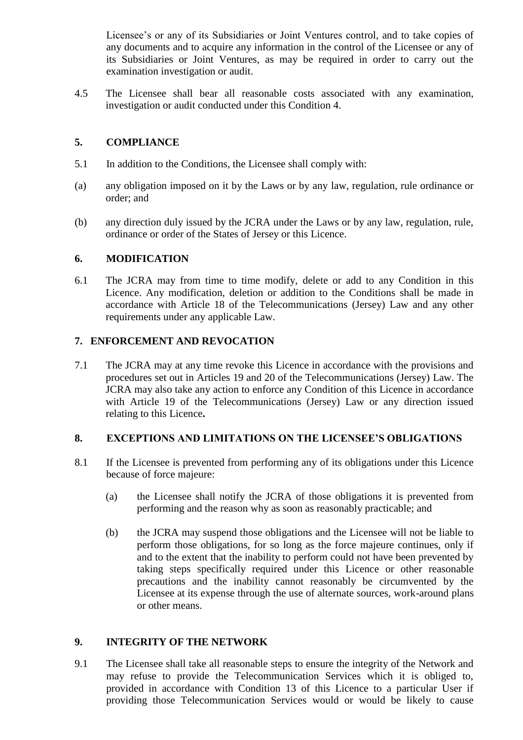Licensee's or any of its Subsidiaries or Joint Ventures control, and to take copies of any documents and to acquire any information in the control of the Licensee or any of its Subsidiaries or Joint Ventures, as may be required in order to carry out the examination investigation or audit.

4.5 The Licensee shall bear all reasonable costs associated with any examination, investigation or audit conducted under this Condition 4.

## 5. COMPLIANCE

5.1 In addition to the Conditions, the Licensee shall comply with:

(a) any obligation imposed on it by the Laws or by any law, regulation, rule ordinance or order; and

(b) any direction duly issued by the JCRA under the Laws or by any law, regulation, rule, ordinance or order of the States of Jersey or this Licence.

## 6. MODIFICATION

6.1 The JCRA may from time to time modify, delete or add to any Condition in this Licence. Any modification, deletion or addition to the Conditions shall be made in accordance with Article 18 of the Telecommunications (Jersey) Law and any other requirements under any applicable Law.

## 7. ENFORCEMENT AND REVOCATION

7.1 The JCRA may at any time revoke this Licence in accordance with the provisions and procedures set out in Articles 19 and 20 of the Telecommunications (Jersey) Law. The JCRA may also take any action to enforce any Condition of this Licence in accordance with Article 19 of the Telecommunications (Jersey) Law or any direction issued relating to this Licence**.**

## 8. EXCEPTIONS AND LIMITATIONS ON THE LICENSEE'S OBLIGATIONS

8.1 If the Licensee is prevented from performing any of its obligations under this Licence because of force majeure:

(a) the Licensee shall notify the JCRA of those obligations it is prevented from performing and the reason why as soon as reasonably practicable; and

(b) the JCRA may suspend those obligations and the Licensee will not be liable to perform those obligations, for so long as the force majeure continues, only if and to the extent that the inability to perform could not have been prevented by taking steps specifically required under this Licence or other reasonable precautions and the inability cannot reasonably be circumvented by the Licensee at its expense through the use of alternate sources, work-around plans or other means.

## 9. INTEGRITY OF THE NETWORK

9.1 The Licensee shall take all reasonable steps to ensure the integrity of the Network and may refuse to provide the Telecommunication Services which it is obliged to, provided in accordance with Condition 13 of this Licence to a particular User if providing those Telecommunication Services would or would be likely to cause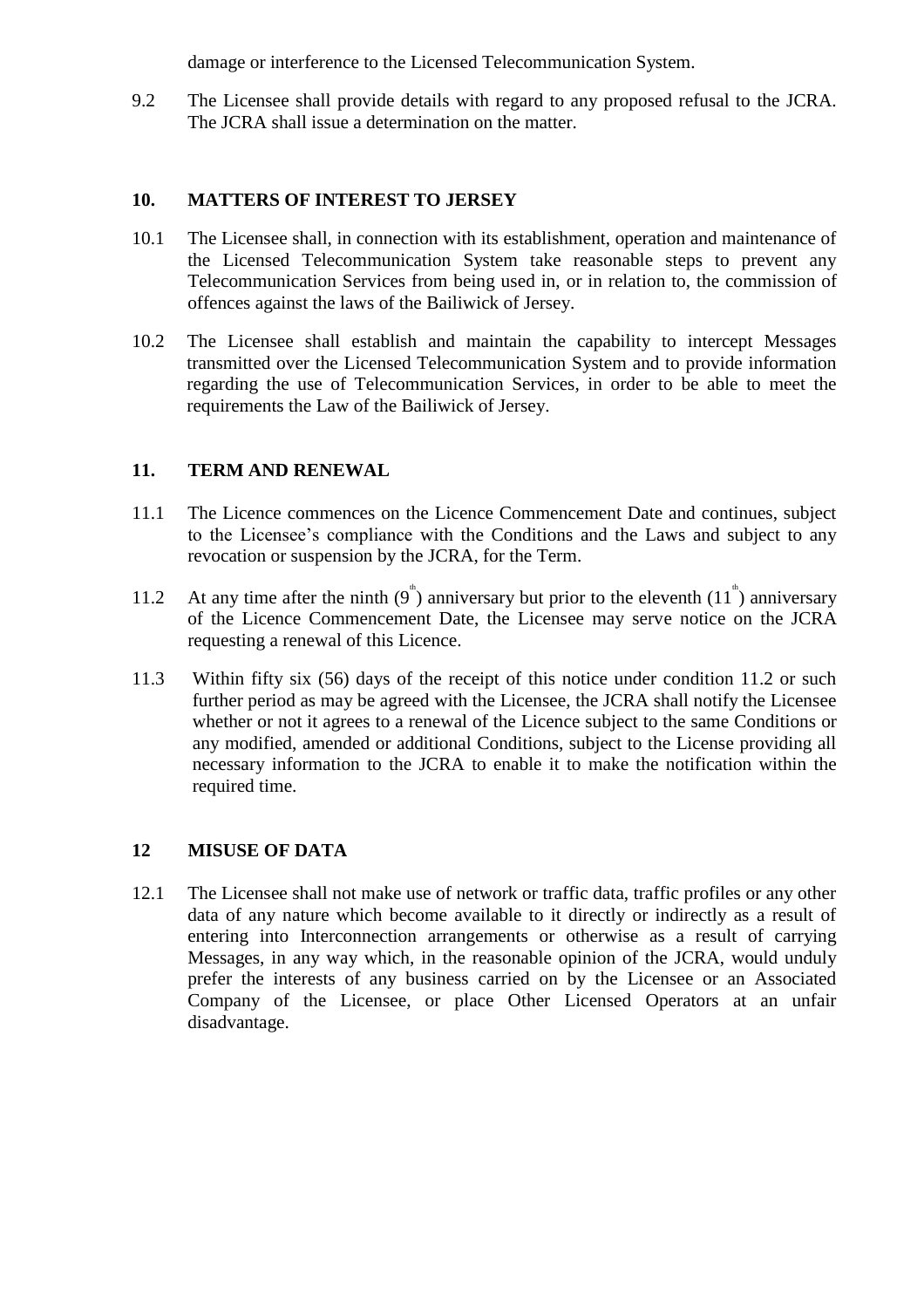damage or interference to the Licensed Telecommunication System.

9.2 The Licensee shall provide details with regard to any proposed refusal to the JCRA. The JCRA shall issue a determination on the matter.

## 10. MATTERS OF INTEREST TO JERSEY

10.1 The Licensee shall, in connection with its establishment, operation and maintenance of the Licensed Telecommunication System take reasonable steps to prevent any Telecommunication Services from being used in, or in relation to, the commission of offences against the laws of the Bailiwick of Jersey.

10.2 The Licensee shall establish and maintain the capability to intercept Messages transmitted over the Licensed Telecommunication System and to provide information regarding the use of Telecommunication Services, in order to be able to meet the requirements the Law of the Bailiwick of Jersey.

## 11. TERM AND RENEWAL

11.1 The Licence commences on the Licence Commencement Date and continues, subject to the Licensee's compliance with the Conditions and the Laws and subject to any revocation or suspension by the JCRA, for the Term.

11.2 At any time after the ninth (9th) anniversary but prior to the eleventh (11th) anniversary of the Licence Commencement Date, the Licensee may serve notice on the JCRA requesting a renewal of this Licence.

11.3 Within fifty six (56) days of the receipt of this notice under condition 11.2 or such further period as may be agreed with the Licensee, the JCRA shall notify the Licensee whether or not it agrees to a renewal of the Licence subject to the same Conditions or any modified, amended or additional Conditions, subject to the License providing all necessary information to the JCRA to enable it to make the notification within the required time.

## 12 MISUSE OF DATA

12.1 The Licensee shall not make use of network or traffic data, traffic profiles or any other data of any nature which become available to it directly or indirectly as a result of entering into Interconnection arrangements or otherwise as a result of carrying Messages, in any way which, in the reasonable opinion of the JCRA, would unduly prefer the interests of any business carried on by the Licensee or an Associated Company of the Licensee, or place Other Licensed Operators at an unfair disadvantage.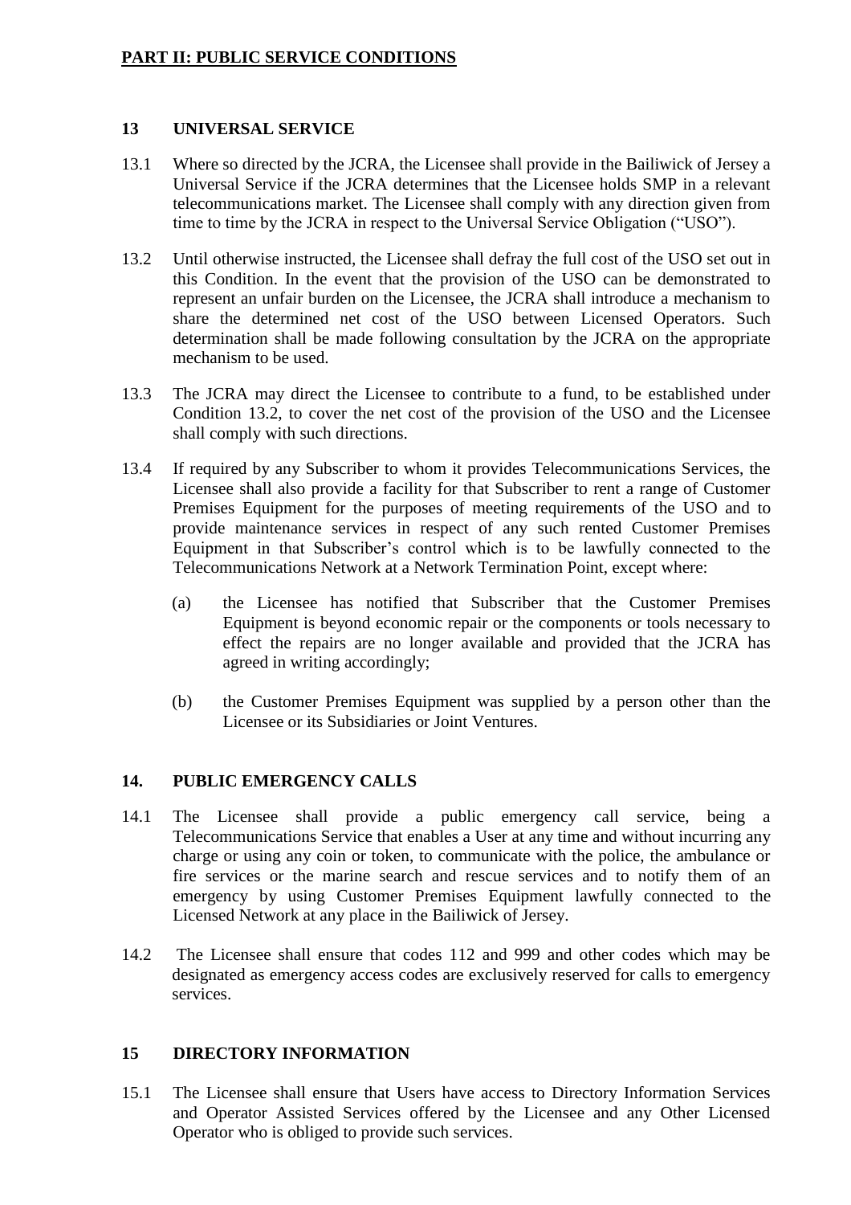## PART II: PUBLIC SERVICE CONDITIONS

### 13 UNIVERSAL SERVICE

13.1 Where so directed by the JCRA, the Licensee shall provide in the Bailiwick of Jersey a Universal Service if the JCRA determines that the Licensee holds SMP in a relevant telecommunications market. The Licensee shall comply with any direction given from time to time by the JCRA in respect to the Universal Service Obligation ("USO").

13.2 Until otherwise instructed, the Licensee shall defray the full cost of the USO set out in this Condition. In the event that the provision of the USO can be demonstrated to represent an unfair burden on the Licensee, the JCRA shall introduce a mechanism to share the determined net cost of the USO between Licensed Operators. Such determination shall be made following consultation by the JCRA on the appropriate mechanism to be used.

13.3 The JCRA may direct the Licensee to contribute to a fund, to be established under Condition 13.2, to cover the net cost of the provision of the USO and the Licensee shall comply with such directions.

13.4 If required by any Subscriber to whom it provides Telecommunications Services, the Licensee shall also provide a facility for that Subscriber to rent a range of Customer Premises Equipment for the purposes of meeting requirements of the USO and to provide maintenance services in respect of any such rented Customer Premises Equipment in that Subscriber's control which is to be lawfully connected to the Telecommunications Network at a Network Termination Point, except where:

(a) the Licensee has notified that Subscriber that the Customer Premises Equipment is beyond economic repair or the components or tools necessary to effect the repairs are no longer available and provided that the JCRA has agreed in writing accordingly;

(b) the Customer Premises Equipment was supplied by a person other than the Licensee or its Subsidiaries or Joint Ventures.

### 14. PUBLIC EMERGENCY CALLS

14.1 The Licensee shall provide a public emergency call service, being a Telecommunications Service that enables a User at any time and without incurring any charge or using any coin or token, to communicate with the police, the ambulance or fire services or the marine search and rescue services and to notify them of an emergency by using Customer Premises Equipment lawfully connected to the Licensed Network at any place in the Bailiwick of Jersey.

14.2 The Licensee shall ensure that codes 112 and 999 and other codes which may be designated as emergency access codes are exclusively reserved for calls to emergency services.

### 15 DIRECTORY INFORMATION

15.1 The Licensee shall ensure that Users have access to Directory Information Services and Operator Assisted Services offered by the Licensee and any Other Licensed Operator who is obliged to provide such services.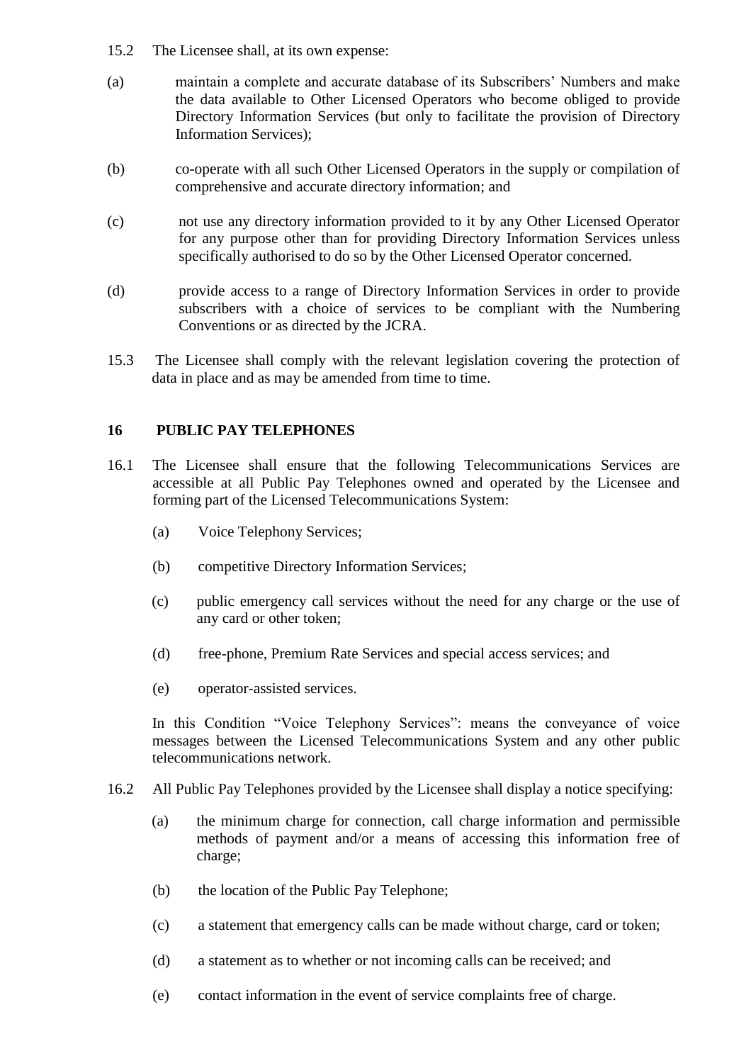15.2 The Licensee shall, at its own expense:

(a) maintain a complete and accurate database of its Subscribers' Numbers and make the data available to Other Licensed Operators who become obliged to provide Directory Information Services (but only to facilitate the provision of Directory Information Services);

(b) co-operate with all such Other Licensed Operators in the supply or compilation of comprehensive and accurate directory information; and

(c) not use any directory information provided to it by any Other Licensed Operator for any purpose other than for providing Directory Information Services unless specifically authorised to do so by the Other Licensed Operator concerned.

(d) provide access to a range of Directory Information Services in order to provide subscribers with a choice of services to be compliant with the Numbering Conventions or as directed by the JCRA.

15.3 The Licensee shall comply with the relevant legislation covering the protection of data in place and as may be amended from time to time.

## 16 PUBLIC PAY TELEPHONES

16.1 The Licensee shall ensure that the following Telecommunications Services are accessible at all Public Pay Telephones owned and operated by the Licensee and forming part of the Licensed Telecommunications System:

(a) Voice Telephony Services;

(b) competitive Directory Information Services;

(c) public emergency call services without the need for any charge or the use of any card or other token;

(d) free-phone, Premium Rate Services and special access services; and

(e) operator-assisted services.

In this Condition "Voice Telephony Services": means the conveyance of voice messages between the Licensed Telecommunications System and any other public telecommunications network.

16.2 All Public Pay Telephones provided by the Licensee shall display a notice specifying:

(a) the minimum charge for connection, call charge information and permissible methods of payment and/or a means of accessing this information free of charge;

(b) the location of the Public Pay Telephone;

(c) a statement that emergency calls can be made without charge, card or token;

(d) a statement as to whether or not incoming calls can be received; and

(e) contact information in the event of service complaints free of charge.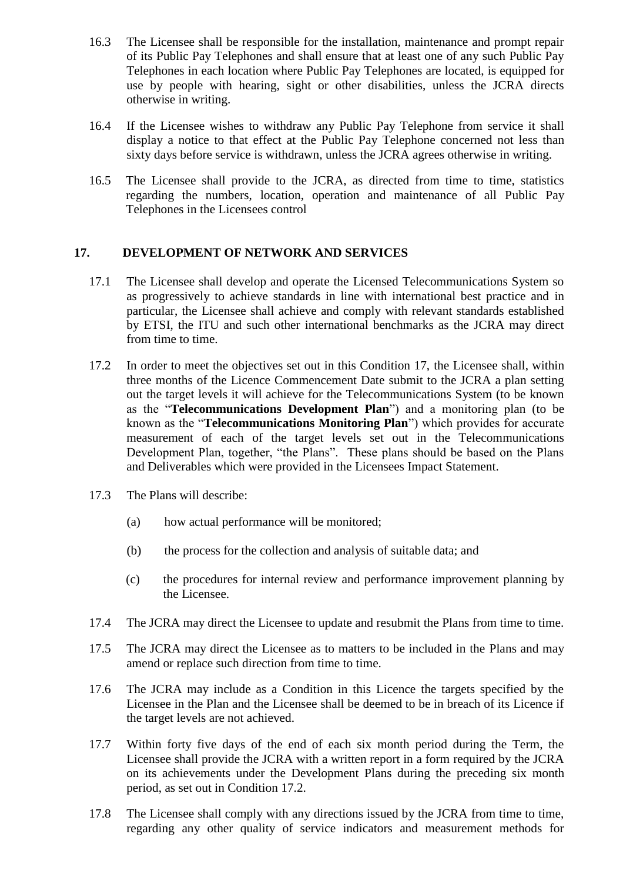16.3 The Licensee shall be responsible for the installation, maintenance and prompt repair of its Public Pay Telephones and shall ensure that at least one of any such Public Pay Telephones in each location where Public Pay Telephones are located, is equipped for use by people with hearing, sight or other disabilities, unless the JCRA directs otherwise in writing.

16.4 If the Licensee wishes to withdraw any Public Pay Telephone from service it shall display a notice to that effect at the Public Pay Telephone concerned not less than sixty days before service is withdrawn, unless the JCRA agrees otherwise in writing.

16.5 The Licensee shall provide to the JCRA, as directed from time to time, statistics regarding the numbers, location, operation and maintenance of all Public Pay Telephones in the Licensees control

## 17. DEVELOPMENT OF NETWORK AND SERVICES

17.1 The Licensee shall develop and operate the Licensed Telecommunications System so as progressively to achieve standards in line with international best practice and in particular, the Licensee shall achieve and comply with relevant standards established by ETSI, the ITU and such other international benchmarks as the JCRA may direct from time to time.

17.2 In order to meet the objectives set out in this Condition 17, the Licensee shall, within three months of the Licence Commencement Date submit to the JCRA a plan setting out the target levels it will achieve for the Telecommunications System (to be known as the "**Telecommunications Development Plan**") and a monitoring plan (to be known as the "**Telecommunications Monitoring Plan**") which provides for accurate measurement of each of the target levels set out in the Telecommunications Development Plan, together, "the Plans". These plans should be based on the Plans and Deliverables which were provided in the Licensees Impact Statement.

17.3 The Plans will describe:

(a) how actual performance will be monitored;

(b) the process for the collection and analysis of suitable data; and

(c) the procedures for internal review and performance improvement planning by the Licensee.

17.4 The JCRA may direct the Licensee to update and resubmit the Plans from time to time.

17.5 The JCRA may direct the Licensee as to matters to be included in the Plans and may amend or replace such direction from time to time.

17.6 The JCRA may include as a Condition in this Licence the targets specified by the Licensee in the Plan and the Licensee shall be deemed to be in breach of its Licence if the target levels are not achieved.

17.7 Within forty five days of the end of each six month period during the Term, the Licensee shall provide the JCRA with a written report in a form required by the JCRA on its achievements under the Development Plans during the preceding six month period, as set out in Condition 17.2.

17.8 The Licensee shall comply with any directions issued by the JCRA from time to time, regarding any other quality of service indicators and measurement methods for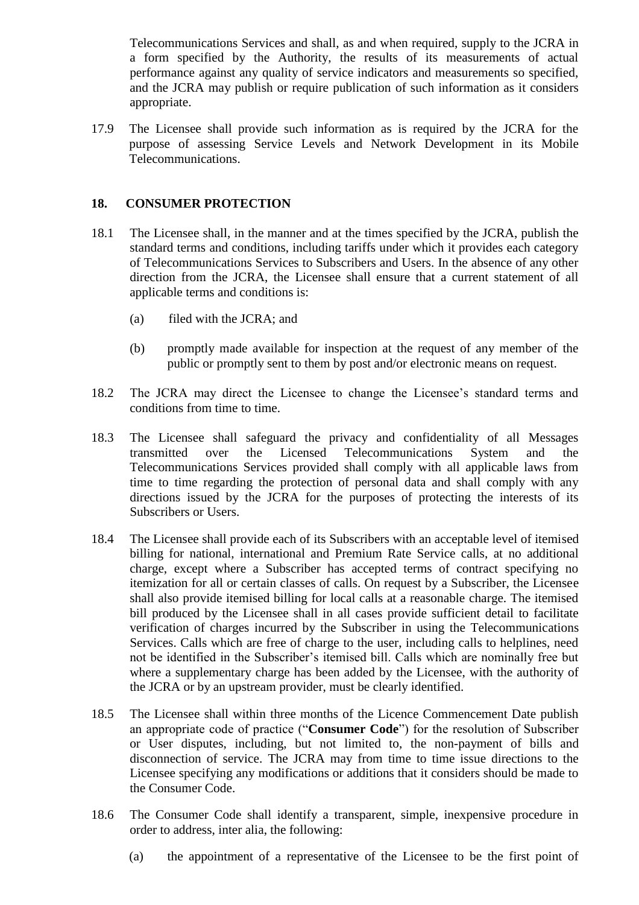Telecommunications Services and shall, as and when required, supply to the JCRA in a form specified by the Authority, the results of its measurements of actual performance against any quality of service indicators and measurements so specified, and the JCRA may publish or require publication of such information as it considers appropriate.

17.9 The Licensee shall provide such information as is required by the JCRA for the purpose of assessing Service Levels and Network Development in its Mobile Telecommunications.

## 18. CONSUMER PROTECTION

18.1 The Licensee shall, in the manner and at the times specified by the JCRA, publish the standard terms and conditions, including tariffs under which it provides each category of Telecommunications Services to Subscribers and Users. In the absence of any other direction from the JCRA, the Licensee shall ensure that a current statement of all applicable terms and conditions is:

(a) filed with the JCRA; and

(b) promptly made available for inspection at the request of any member of the public or promptly sent to them by post and/or electronic means on request.

18.2 The JCRA may direct the Licensee to change the Licensee's standard terms and conditions from time to time.

18.3 The Licensee shall safeguard the privacy and confidentiality of all Messages transmitted over the Licensed Telecommunications System and the Telecommunications Services provided shall comply with all applicable laws from time to time regarding the protection of personal data and shall comply with any directions issued by the JCRA for the purposes of protecting the interests of its Subscribers or Users.

18.4 The Licensee shall provide each of its Subscribers with an acceptable level of itemised billing for national, international and Premium Rate Service calls, at no additional charge, except where a Subscriber has accepted terms of contract specifying no itemization for all or certain classes of calls. On request by a Subscriber, the Licensee shall also provide itemised billing for local calls at a reasonable charge. The itemised bill produced by the Licensee shall in all cases provide sufficient detail to facilitate verification of charges incurred by the Subscriber in using the Telecommunications Services. Calls which are free of charge to the user, including calls to helplines, need not be identified in the Subscriber's itemised bill. Calls which are nominally free but where a supplementary charge has been added by the Licensee, with the authority of the JCRA or by an upstream provider, must be clearly identified.

18.5 The Licensee shall within three months of the Licence Commencement Date publish an appropriate code of practice ("**Consumer Code**") for the resolution of Subscriber or User disputes, including, but not limited to, the non-payment of bills and disconnection of service. The JCRA may from time to time issue directions to the Licensee specifying any modifications or additions that it considers should be made to the Consumer Code.

18.6 The Consumer Code shall identify a transparent, simple, inexpensive procedure in order to address, inter alia, the following:

(a) the appointment of a representative of the Licensee to be the first point of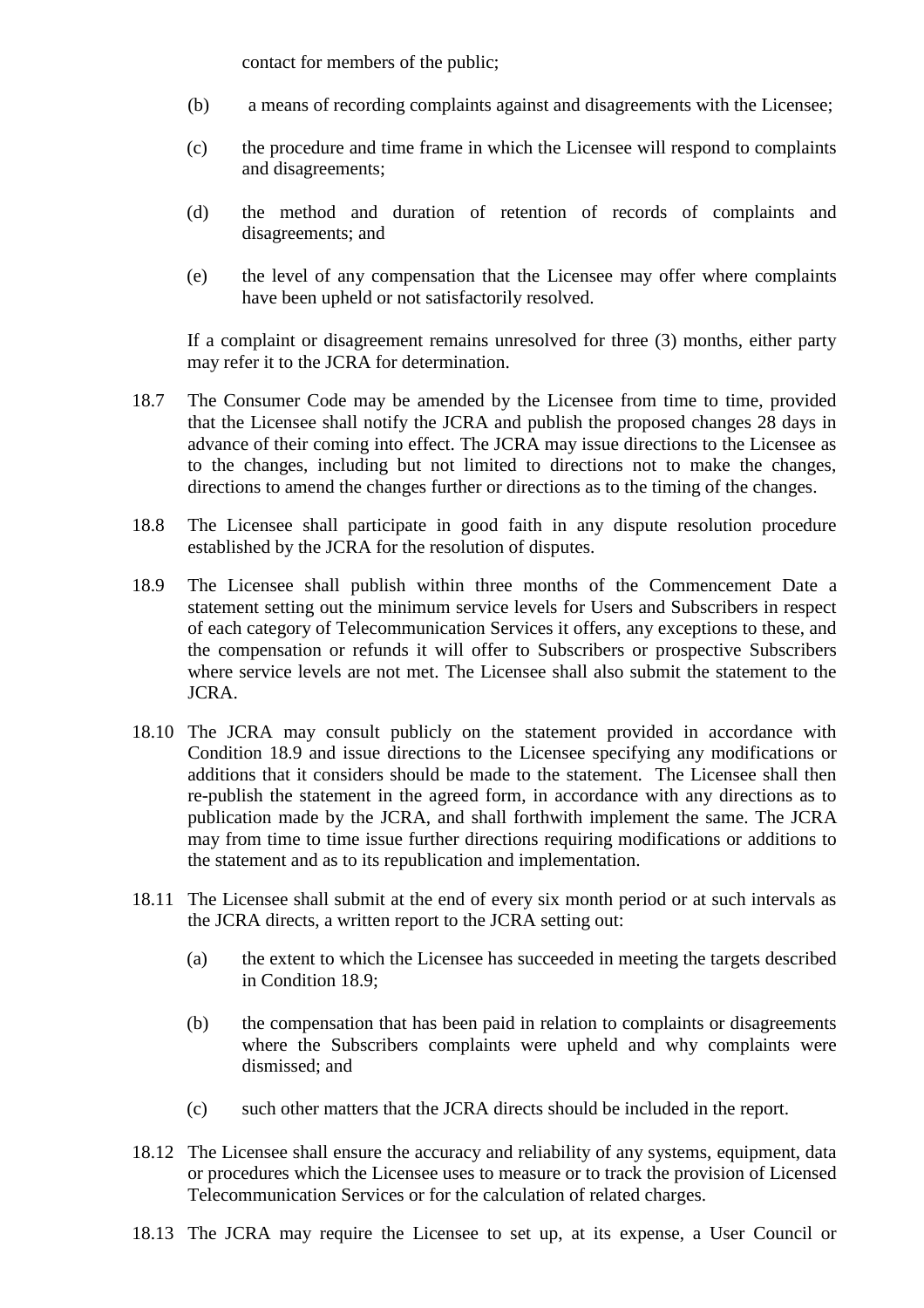contact for members of the public;

(b) a means of recording complaints against and disagreements with the Licensee;

(c) the procedure and time frame in which the Licensee will respond to complaints and disagreements;

(d) the method and duration of retention of records of complaints and disagreements; and

(e) the level of any compensation that the Licensee may offer where complaints have been upheld or not satisfactorily resolved.

If a complaint or disagreement remains unresolved for three (3) months, either party may refer it to the JCRA for determination.

18.7 The Consumer Code may be amended by the Licensee from time to time, provided that the Licensee shall notify the JCRA and publish the proposed changes 28 days in advance of their coming into effect. The JCRA may issue directions to the Licensee as to the changes, including but not limited to directions not to make the changes, directions to amend the changes further or directions as to the timing of the changes.

18.8 The Licensee shall participate in good faith in any dispute resolution procedure established by the JCRA for the resolution of disputes.

18.9 The Licensee shall publish within three months of the Commencement Date a statement setting out the minimum service levels for Users and Subscribers in respect of each category of Telecommunication Services it offers, any exceptions to these, and the compensation or refunds it will offer to Subscribers or prospective Subscribers where service levels are not met. The Licensee shall also submit the statement to the JCRA.

18.10 The JCRA may consult publicly on the statement provided in accordance with Condition 18.9 and issue directions to the Licensee specifying any modifications or additions that it considers should be made to the statement. The Licensee shall then re-publish the statement in the agreed form, in accordance with any directions as to publication made by the JCRA, and shall forthwith implement the same. The JCRA may from time to time issue further directions requiring modifications or additions to the statement and as to its republication and implementation.

18.11 The Licensee shall submit at the end of every six month period or at such intervals as the JCRA directs, a written report to the JCRA setting out:

(a) the extent to which the Licensee has succeeded in meeting the targets described in Condition 18.9;

(b) the compensation that has been paid in relation to complaints or disagreements where the Subscribers complaints were upheld and why complaints were dismissed; and

(c) such other matters that the JCRA directs should be included in the report.

18.12 The Licensee shall ensure the accuracy and reliability of any systems, equipment, data or procedures which the Licensee uses to measure or to track the provision of Licensed Telecommunication Services or for the calculation of related charges.

18.13 The JCRA may require the Licensee to set up, at its expense, a User Council or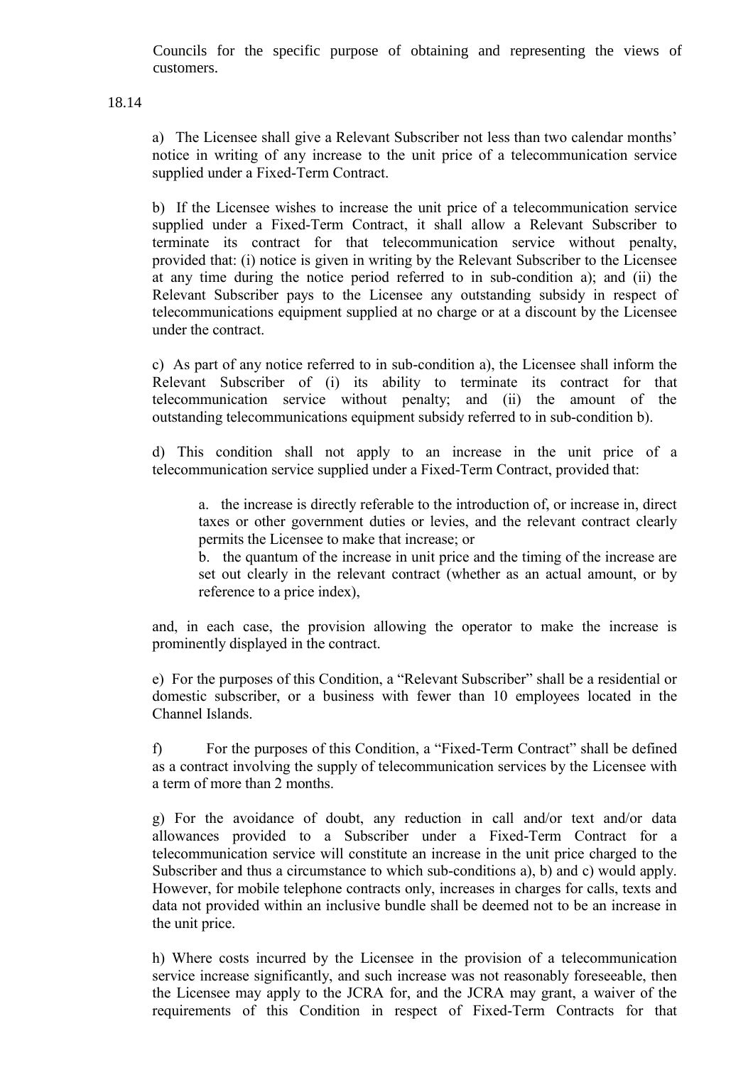Councils for the specific purpose of obtaining and representing the views of customers.

18.14

a) The Licensee shall give a Relevant Subscriber not less than two calendar months' notice in writing of any increase to the unit price of a telecommunication service supplied under a Fixed-Term Contract.

b) If the Licensee wishes to increase the unit price of a telecommunication service supplied under a Fixed-Term Contract, it shall allow a Relevant Subscriber to terminate its contract for that telecommunication service without penalty, provided that: (i) notice is given in writing by the Relevant Subscriber to the Licensee at any time during the notice period referred to in sub-condition a); and (ii) the Relevant Subscriber pays to the Licensee any outstanding subsidy in respect of telecommunications equipment supplied at no charge or at a discount by the Licensee under the contract.

c) As part of any notice referred to in sub-condition a), the Licensee shall inform the Relevant Subscriber of (i) its ability to terminate its contract for that telecommunication service without penalty; and (ii) the amount of the outstanding telecommunications equipment subsidy referred to in sub-condition b).

d) This condition shall not apply to an increase in the unit price of a telecommunication service supplied under a Fixed-Term Contract, provided that:

> a. the increase is directly referable to the introduction of, or increase in, direct taxes or other government duties or levies, and the relevant contract clearly permits the Licensee to make that increase; or
>
> b. the quantum of the increase in unit price and the timing of the increase are set out clearly in the relevant contract (whether as an actual amount, or by reference to a price index),

and, in each case, the provision allowing the operator to make the increase is prominently displayed in the contract.

e) For the purposes of this Condition, a "Relevant Subscriber" shall be a residential or domestic subscriber, or a business with fewer than 10 employees located in the Channel Islands.

f) For the purposes of this Condition, a "Fixed-Term Contract" shall be defined as a contract involving the supply of telecommunication services by the Licensee with a term of more than 2 months.

g) For the avoidance of doubt, any reduction in call and/or text and/or data allowances provided to a Subscriber under a Fixed-Term Contract for a telecommunication service will constitute an increase in the unit price charged to the Subscriber and thus a circumstance to which sub-conditions a), b) and c) would apply. However, for mobile telephone contracts only, increases in charges for calls, texts and data not provided within an inclusive bundle shall be deemed not to be an increase in the unit price.

h) Where costs incurred by the Licensee in the provision of a telecommunication service increase significantly, and such increase was not reasonably foreseeable, then the Licensee may apply to the JCRA for, and the JCRA may grant, a waiver of the requirements of this Condition in respect of Fixed-Term Contracts for that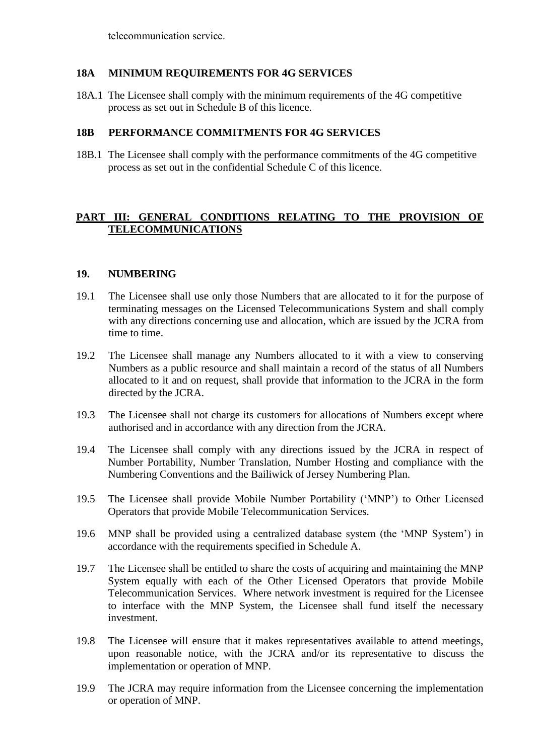telecommunication service.

### 18A MINIMUM REQUIREMENTS FOR 4G SERVICES

18A.1 The Licensee shall comply with the minimum requirements of the 4G competitive process as set out in Schedule B of this licence.

### 18B PERFORMANCE COMMITMENTS FOR 4G SERVICES

18B.1 The Licensee shall comply with the performance commitments of the 4G competitive process as set out in the confidential Schedule C of this licence.

## PART III: GENERAL CONDITIONS RELATING TO THE PROVISION OF TELECOMMUNICATIONS

### 19. NUMBERING

19.1 The Licensee shall use only those Numbers that are allocated to it for the purpose of terminating messages on the Licensed Telecommunications System and shall comply with any directions concerning use and allocation, which are issued by the JCRA from time to time.

19.2 The Licensee shall manage any Numbers allocated to it with a view to conserving Numbers as a public resource and shall maintain a record of the status of all Numbers allocated to it and on request, shall provide that information to the JCRA in the form directed by the JCRA.

19.3 The Licensee shall not charge its customers for allocations of Numbers except where authorised and in accordance with any direction from the JCRA.

19.4 The Licensee shall comply with any directions issued by the JCRA in respect of Number Portability, Number Translation, Number Hosting and compliance with the Numbering Conventions and the Bailiwick of Jersey Numbering Plan.

19.5 The Licensee shall provide Mobile Number Portability ('MNP') to Other Licensed Operators that provide Mobile Telecommunication Services.

19.6 MNP shall be provided using a centralized database system (the 'MNP System') in accordance with the requirements specified in Schedule A.

19.7 The Licensee shall be entitled to share the costs of acquiring and maintaining the MNP System equally with each of the Other Licensed Operators that provide Mobile Telecommunication Services. Where network investment is required for the Licensee to interface with the MNP System, the Licensee shall fund itself the necessary investment.

19.8 The Licensee will ensure that it makes representatives available to attend meetings, upon reasonable notice, with the JCRA and/or its representative to discuss the implementation or operation of MNP.

19.9 The JCRA may require information from the Licensee concerning the implementation or operation of MNP.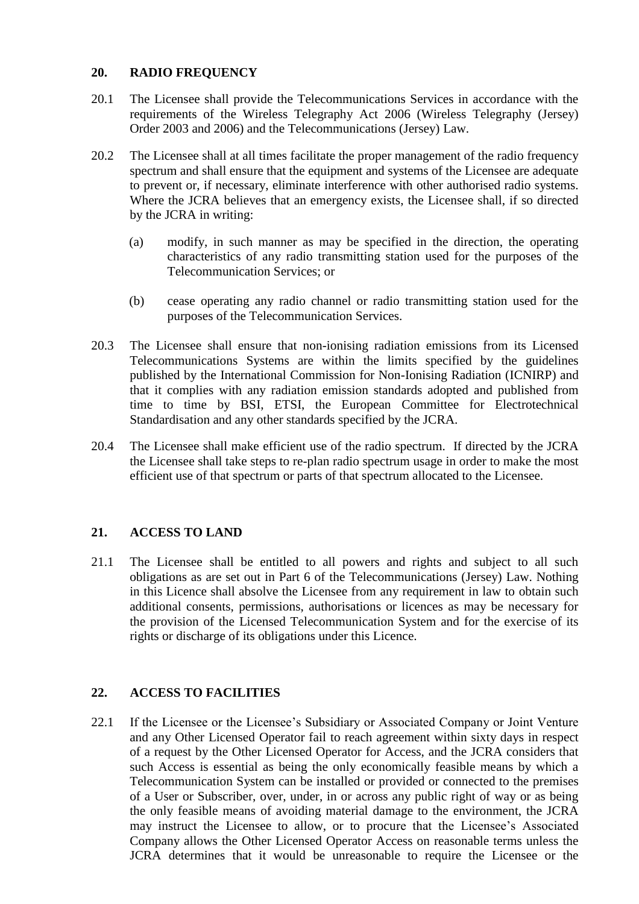## 20. RADIO FREQUENCY

20.1 The Licensee shall provide the Telecommunications Services in accordance with the requirements of the Wireless Telegraphy Act 2006 (Wireless Telegraphy (Jersey) Order 2003 and 2006) and the Telecommunications (Jersey) Law.

20.2 The Licensee shall at all times facilitate the proper management of the radio frequency spectrum and shall ensure that the equipment and systems of the Licensee are adequate to prevent or, if necessary, eliminate interference with other authorised radio systems. Where the JCRA believes that an emergency exists, the Licensee shall, if so directed by the JCRA in writing:

(a) modify, in such manner as may be specified in the direction, the operating characteristics of any radio transmitting station used for the purposes of the Telecommunication Services; or

(b) cease operating any radio channel or radio transmitting station used for the purposes of the Telecommunication Services.

20.3 The Licensee shall ensure that non-ionising radiation emissions from its Licensed Telecommunications Systems are within the limits specified by the guidelines published by the International Commission for Non-Ionising Radiation (ICNIRP) and that it complies with any radiation emission standards adopted and published from time to time by BSI, ETSI, the European Committee for Electrotechnical Standardisation and any other standards specified by the JCRA.

20.4 The Licensee shall make efficient use of the radio spectrum. If directed by the JCRA the Licensee shall take steps to re-plan radio spectrum usage in order to make the most efficient use of that spectrum or parts of that spectrum allocated to the Licensee.

## 21. ACCESS TO LAND

21.1 The Licensee shall be entitled to all powers and rights and subject to all such obligations as are set out in Part 6 of the Telecommunications (Jersey) Law. Nothing in this Licence shall absolve the Licensee from any requirement in law to obtain such additional consents, permissions, authorisations or licences as may be necessary for the provision of the Licensed Telecommunication System and for the exercise of its rights or discharge of its obligations under this Licence.

## 22. ACCESS TO FACILITIES

22.1 If the Licensee or the Licensee's Subsidiary or Associated Company or Joint Venture and any Other Licensed Operator fail to reach agreement within sixty days in respect of a request by the Other Licensed Operator for Access, and the JCRA considers that such Access is essential as being the only economically feasible means by which a Telecommunication System can be installed or provided or connected to the premises of a User or Subscriber, over, under, in or across any public right of way or as being the only feasible means of avoiding material damage to the environment, the JCRA may instruct the Licensee to allow, or to procure that the Licensee's Associated Company allows the Other Licensed Operator Access on reasonable terms unless the JCRA determines that it would be unreasonable to require the Licensee or the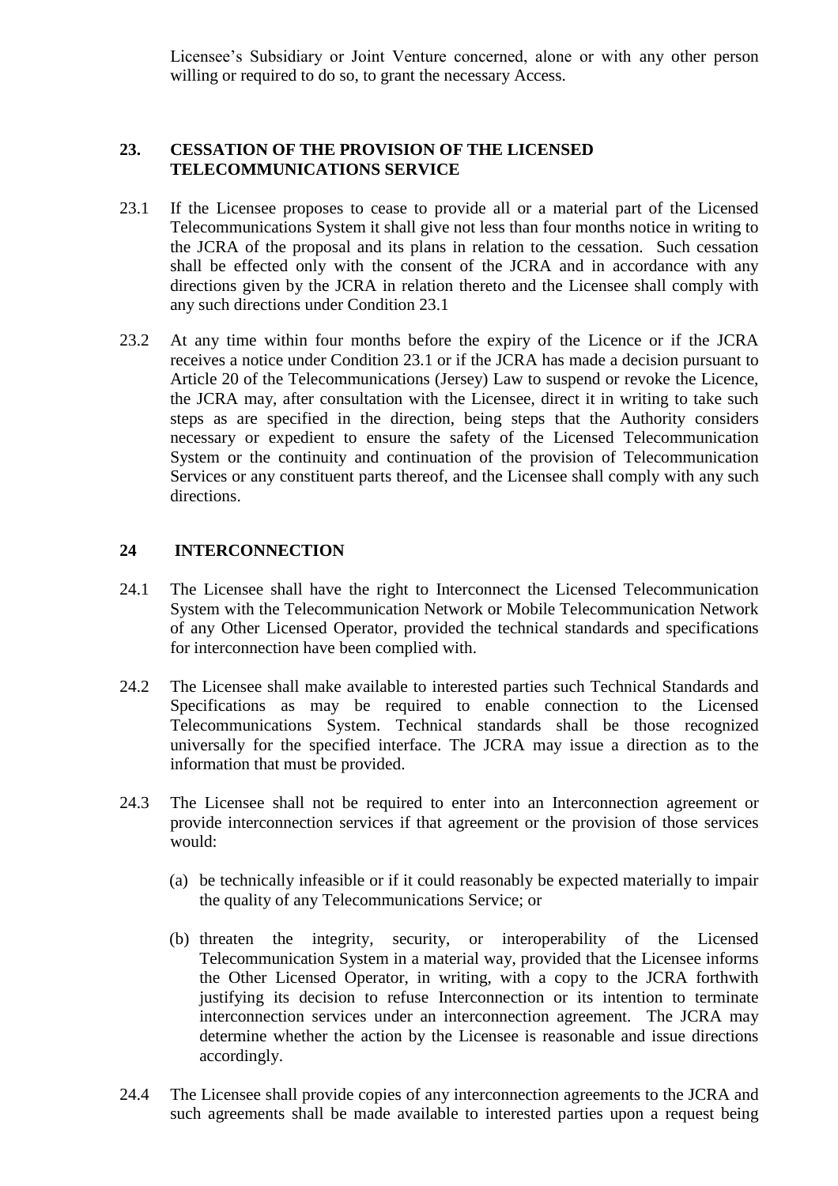Licensee's Subsidiary or Joint Venture concerned, alone or with any other person willing or required to do so, to grant the necessary Access.

## 23. CESSATION OF THE PROVISION OF THE LICENSED TELECOMMUNICATIONS SERVICE

23.1 If the Licensee proposes to cease to provide all or a material part of the Licensed Telecommunications System it shall give not less than four months notice in writing to the JCRA of the proposal and its plans in relation to the cessation. Such cessation shall be effected only with the consent of the JCRA and in accordance with any directions given by the JCRA in relation thereto and the Licensee shall comply with any such directions under Condition 23.1

23.2 At any time within four months before the expiry of the Licence or if the JCRA receives a notice under Condition 23.1 or if the JCRA has made a decision pursuant to Article 20 of the Telecommunications (Jersey) Law to suspend or revoke the Licence, the JCRA may, after consultation with the Licensee, direct it in writing to take such steps as are specified in the direction, being steps that the Authority considers necessary or expedient to ensure the safety of the Licensed Telecommunication System or the continuity and continuation of the provision of Telecommunication Services or any constituent parts thereof, and the Licensee shall comply with any such directions.

## 24 INTERCONNECTION

24.1 The Licensee shall have the right to Interconnect the Licensed Telecommunication System with the Telecommunication Network or Mobile Telecommunication Network of any Other Licensed Operator, provided the technical standards and specifications for interconnection have been complied with.

24.2 The Licensee shall make available to interested parties such Technical Standards and Specifications as may be required to enable connection to the Licensed Telecommunications System. Technical standards shall be those recognized universally for the specified interface. The JCRA may issue a direction as to the information that must be provided.

24.3 The Licensee shall not be required to enter into an Interconnection agreement or provide interconnection services if that agreement or the provision of those services would:

(a) be technically infeasible or if it could reasonably be expected materially to impair the quality of any Telecommunications Service; or

(b) threaten the integrity, security, or interoperability of the Licensed Telecommunication System in a material way, provided that the Licensee informs the Other Licensed Operator, in writing, with a copy to the JCRA forthwith justifying its decision to refuse Interconnection or its intention to terminate interconnection services under an interconnection agreement. The JCRA may determine whether the action by the Licensee is reasonable and issue directions accordingly.

24.4 The Licensee shall provide copies of any interconnection agreements to the JCRA and such agreements shall be made available to interested parties upon a request being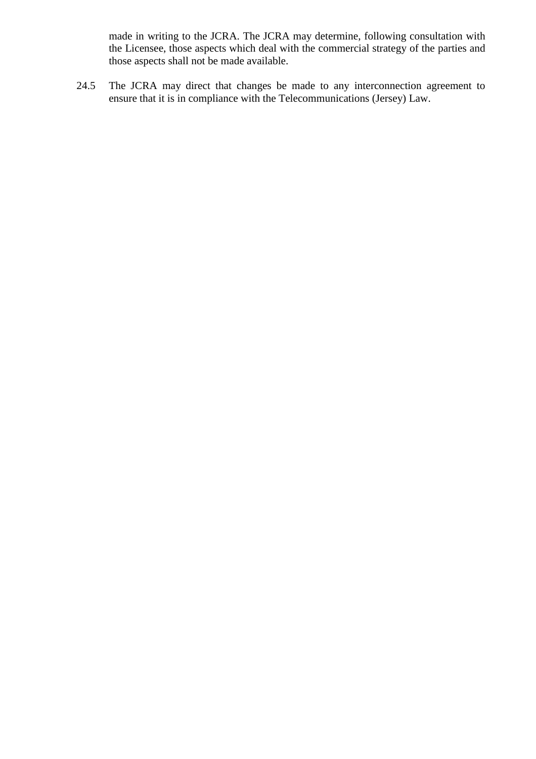made in writing to the JCRA. The JCRA may determine, following consultation with the Licensee, those aspects which deal with the commercial strategy of the parties and those aspects shall not be made available.

24.5 The JCRA may direct that changes be made to any interconnection agreement to ensure that it is in compliance with the Telecommunications (Jersey) Law.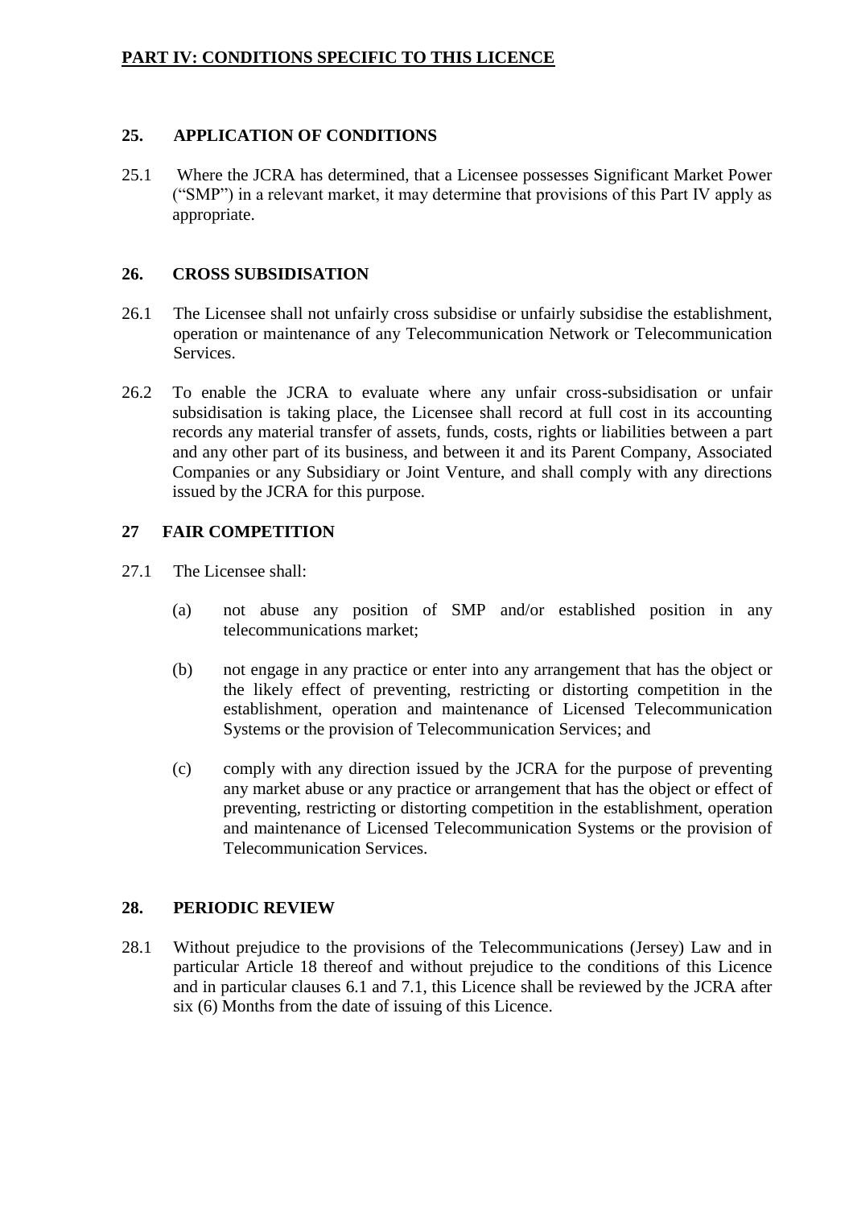## PART IV: CONDITIONS SPECIFIC TO THIS LICENCE

### 25. APPLICATION OF CONDITIONS

25.1 Where the JCRA has determined, that a Licensee possesses Significant Market Power (“SMP”) in a relevant market, it may determine that provisions of this Part IV apply as appropriate.

### 26. CROSS SUBSIDISATION

26.1 The Licensee shall not unfairly cross subsidise or unfairly subsidise the establishment, operation or maintenance of any Telecommunication Network or Telecommunication Services.

26.2 To enable the JCRA to evaluate where any unfair cross-subsidisation or unfair subsidisation is taking place, the Licensee shall record at full cost in its accounting records any material transfer of assets, funds, costs, rights or liabilities between a part and any other part of its business, and between it and its Parent Company, Associated Companies or any Subsidiary or Joint Venture, and shall comply with any directions issued by the JCRA for this purpose.

### 27 FAIR COMPETITION

27.1 The Licensee shall:

(a) not abuse any position of SMP and/or established position in any telecommunications market;

(b) not engage in any practice or enter into any arrangement that has the object or the likely effect of preventing, restricting or distorting competition in the establishment, operation and maintenance of Licensed Telecommunication Systems or the provision of Telecommunication Services; and

(c) comply with any direction issued by the JCRA for the purpose of preventing any market abuse or any practice or arrangement that has the object or effect of preventing, restricting or distorting competition in the establishment, operation and maintenance of Licensed Telecommunication Systems or the provision of Telecommunication Services.

### 28. PERIODIC REVIEW

28.1 Without prejudice to the provisions of the Telecommunications (Jersey) Law and in particular Article 18 thereof and without prejudice to the conditions of this Licence and in particular clauses 6.1 and 7.1, this Licence shall be reviewed by the JCRA after six (6) Months from the date of issuing of this Licence.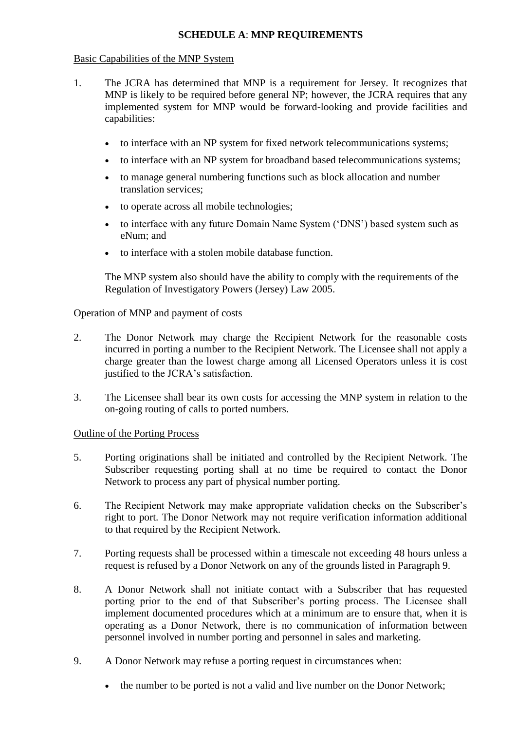## SCHEDULE A: MNP REQUIREMENTS

Basic Capabilities of the MNP System

1. The JCRA has determined that MNP is a requirement for Jersey. It recognizes that MNP is likely to be required before general NP; however, the JCRA requires that any implemented system for MNP would be forward-looking and provide facilities and capabilities:

   - to interface with an NP system for fixed network telecommunications systems;
   - to interface with an NP system for broadband based telecommunications systems;
   - to manage general numbering functions such as block allocation and number translation services;
   - to operate across all mobile technologies;
   - to interface with any future Domain Name System ('DNS') based system such as eNum; and
   - to interface with a stolen mobile database function.

   The MNP system also should have the ability to comply with the requirements of the Regulation of Investigatory Powers (Jersey) Law 2005.

Operation of MNP and payment of costs

2. The Donor Network may charge the Recipient Network for the reasonable costs incurred in porting a number to the Recipient Network. The Licensee shall not apply a charge greater than the lowest charge among all Licensed Operators unless it is cost justified to the JCRA's satisfaction.

3. The Licensee shall bear its own costs for accessing the MNP system in relation to the on-going routing of calls to ported numbers.

Outline of the Porting Process

5. Porting originations shall be initiated and controlled by the Recipient Network. The Subscriber requesting porting shall at no time be required to contact the Donor Network to process any part of physical number porting.

6. The Recipient Network may make appropriate validation checks on the Subscriber's right to port. The Donor Network may not require verification information additional to that required by the Recipient Network.

7. Porting requests shall be processed within a timescale not exceeding 48 hours unless a request is refused by a Donor Network on any of the grounds listed in Paragraph 9.

8. A Donor Network shall not initiate contact with a Subscriber that has requested porting prior to the end of that Subscriber's porting process. The Licensee shall implement documented procedures which at a minimum are to ensure that, when it is operating as a Donor Network, there is no communication of information between personnel involved in number porting and personnel in sales and marketing.

9. A Donor Network may refuse a porting request in circumstances when:

   - the number to be ported is not a valid and live number on the Donor Network;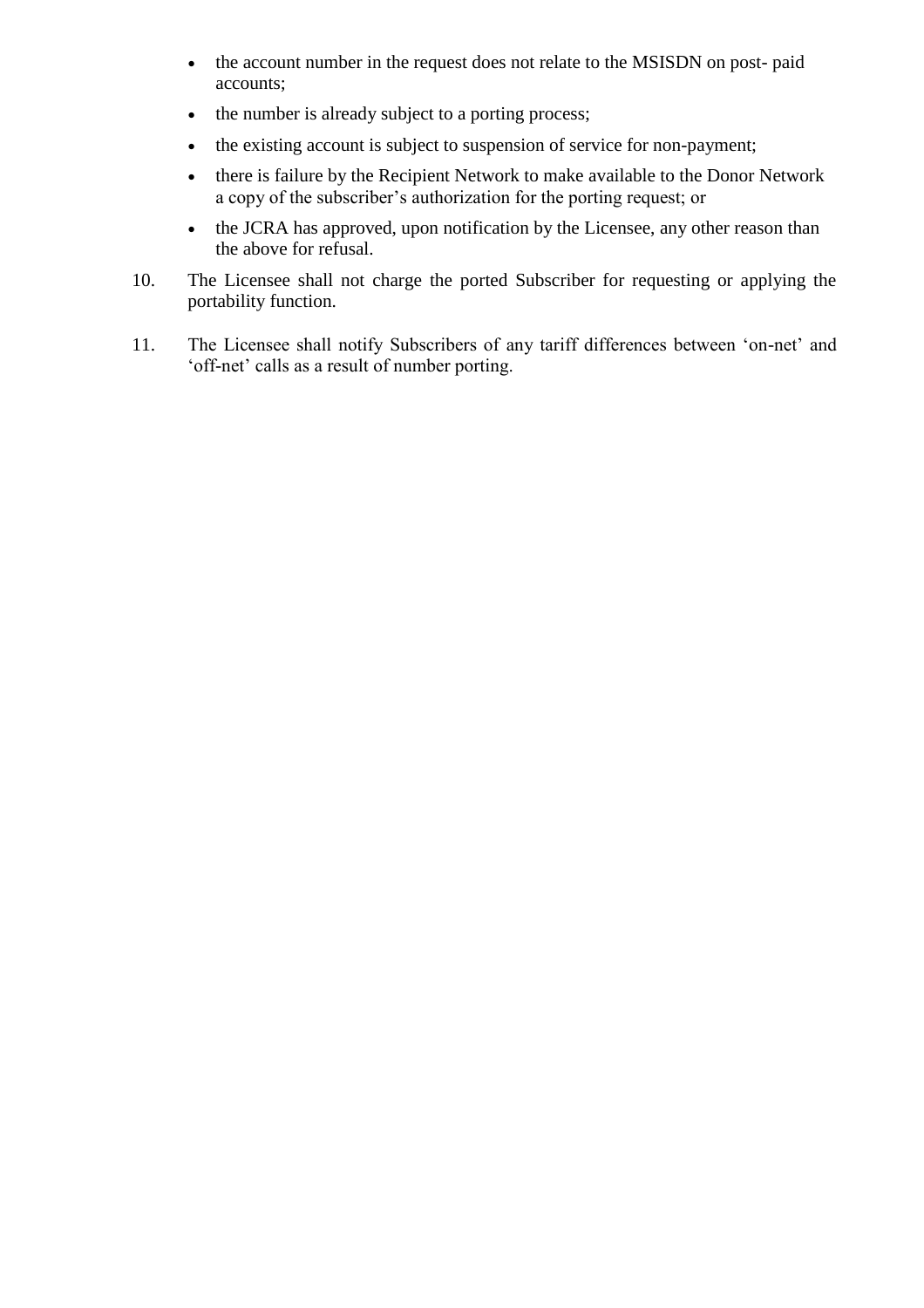- the account number in the request does not relate to the MSISDN on post- paid accounts;
- the number is already subject to a porting process;
- the existing account is subject to suspension of service for non-payment;
- there is failure by the Recipient Network to make available to the Donor Network a copy of the subscriber's authorization for the porting request; or
- the JCRA has approved, upon notification by the Licensee, any other reason than the above for refusal.

10. The Licensee shall not charge the ported Subscriber for requesting or applying the portability function.

11. The Licensee shall notify Subscribers of any tariff differences between 'on-net' and 'off-net' calls as a result of number porting.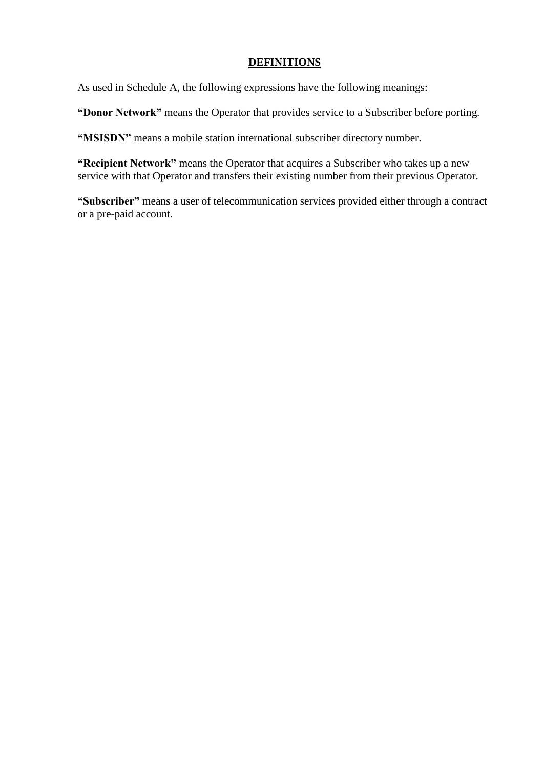## DEFINITIONS

As used in Schedule A, the following expressions have the following meanings:

**"Donor Network"** means the Operator that provides service to a Subscriber before porting.

**"MSISDN"** means a mobile station international subscriber directory number.

**"Recipient Network"** means the Operator that acquires a Subscriber who takes up a new service with that Operator and transfers their existing number from their previous Operator.

**"Subscriber"** means a user of telecommunication services provided either through a contract or a pre-paid account.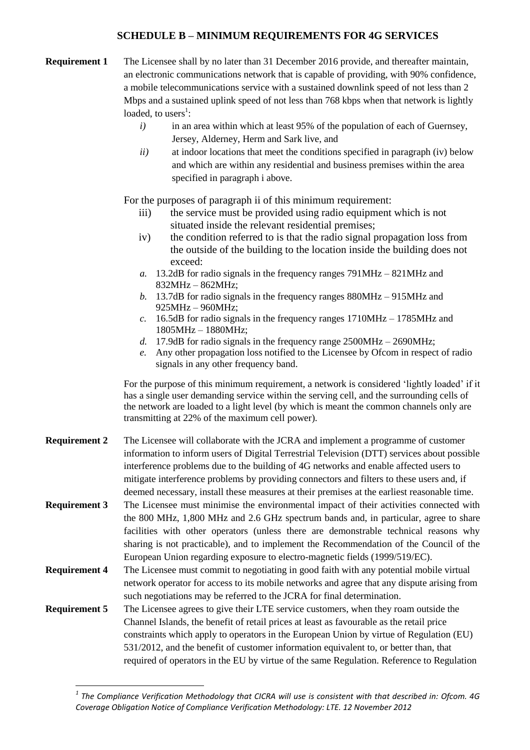## SCHEDULE B – MINIMUM REQUIREMENTS FOR 4G SERVICES

**Requirement 1** The Licensee shall by no later than 31 December 2016 provide, and thereafter maintain, an electronic communications network that is capable of providing, with 90% confidence, a mobile telecommunications service with a sustained downlink speed of not less than 2 Mbps and a sustained uplink speed of not less than 768 kbps when that network is lightly loaded, to users[1]:

- *i)* in an area within which at least 95% of the population of each of Guernsey, Jersey, Alderney, Herm and Sark live, and
- *ii)* at indoor locations that meet the conditions specified in paragraph (iv) below and which are within any residential and business premises within the area specified in paragraph i above.

For the purposes of paragraph ii of this minimum requirement:

- iii) the service must be provided using radio equipment which is not situated inside the relevant residential premises;
- iv) the condition referred to is that the radio signal propagation loss from the outside of the building to the location inside the building does not exceed:
  - *a.* 13.2dB for radio signals in the frequency ranges 791MHz – 821MHz and 832MHz – 862MHz;
  - *b.* 13.7dB for radio signals in the frequency ranges 880MHz – 915MHz and 925MHz – 960MHz;
  - *c.* 16.5dB for radio signals in the frequency ranges 1710MHz – 1785MHz and 1805MHz – 1880MHz;
  - *d.* 17.9dB for radio signals in the frequency range 2500MHz – 2690MHz;
  - *e.* Any other propagation loss notified to the Licensee by Ofcom in respect of radio signals in any other frequency band.

For the purpose of this minimum requirement, a network is considered 'lightly loaded' if it has a single user demanding service within the serving cell, and the surrounding cells of the network are loaded to a light level (by which is meant the common channels only are transmitting at 22% of the maximum cell power).

**Requirement 2** The Licensee will collaborate with the JCRA and implement a programme of customer information to inform users of Digital Terrestrial Television (DTT) services about possible interference problems due to the building of 4G networks and enable affected users to mitigate interference problems by providing connectors and filters to these users and, if deemed necessary, install these measures at their premises at the earliest reasonable time.

**Requirement 3** The Licensee must minimise the environmental impact of their activities connected with the 800 MHz, 1,800 MHz and 2.6 GHz spectrum bands and, in particular, agree to share facilities with other operators (unless there are demonstrable technical reasons why sharing is not practicable), and to implement the Recommendation of the Council of the European Union regarding exposure to electro-magnetic fields (1999/519/EC).

**Requirement 4** The Licensee must commit to negotiating in good faith with any potential mobile virtual network operator for access to its mobile networks and agree that any dispute arising from such negotiations may be referred to the JCRA for final determination.

**Requirement 5** The Licensee agrees to give their LTE service customers, when they roam outside the Channel Islands, the benefit of retail prices at least as favourable as the retail price constraints which apply to operators in the European Union by virtue of Regulation (EU) 531/2012, and the benefit of customer information equivalent to, or better than, that required of operators in the EU by virtue of the same Regulation. Reference to Regulation

---

[1] *The Compliance Verification Methodology that CICRA will use is consistent with that described in: Ofcom. 4G Coverage Obligation Notice of Compliance Verification Methodology: LTE. 12 November 2012*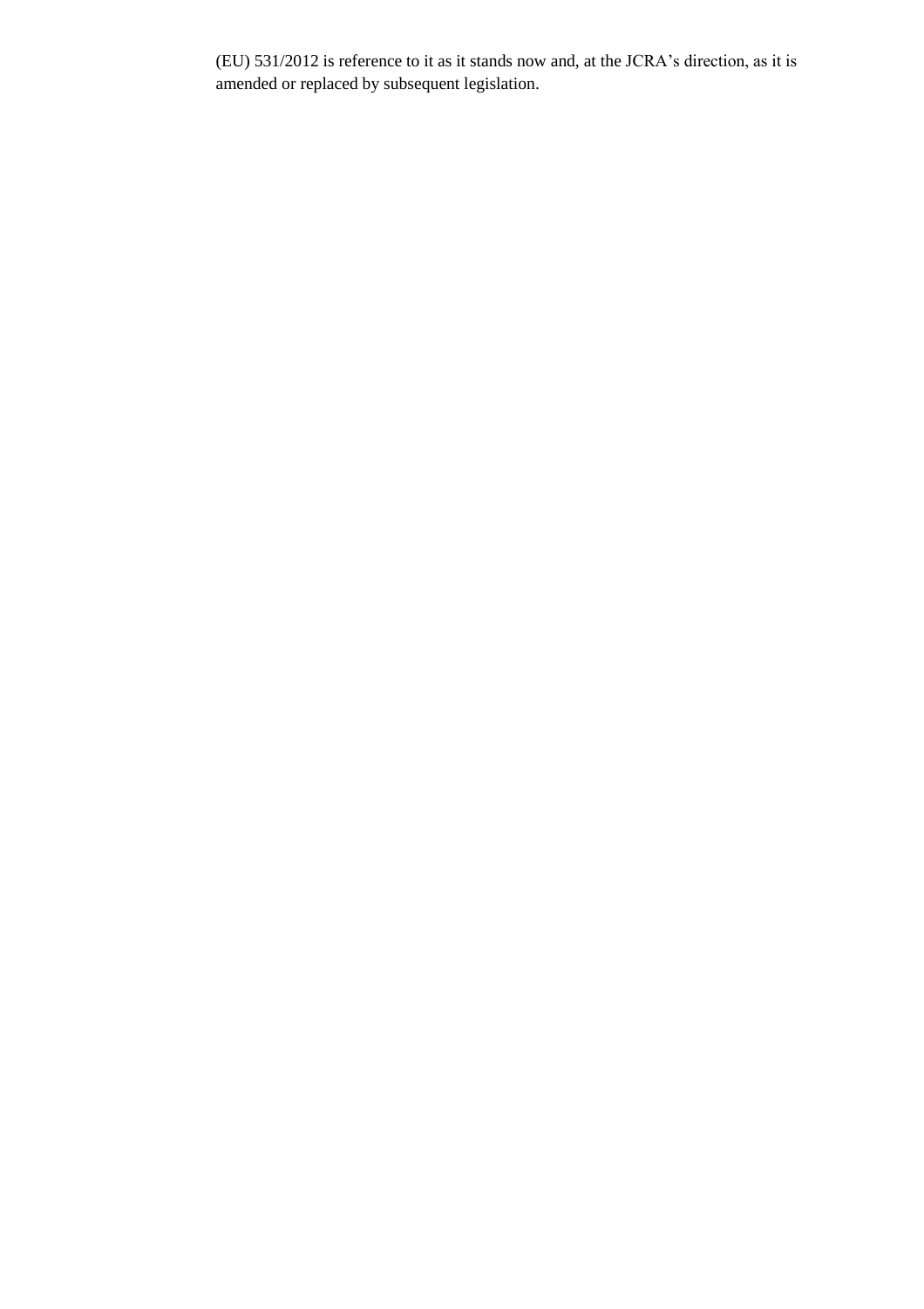(EU) 531/2012 is reference to it as it stands now and, at the JCRA's direction, as it is amended or replaced by subsequent legislation.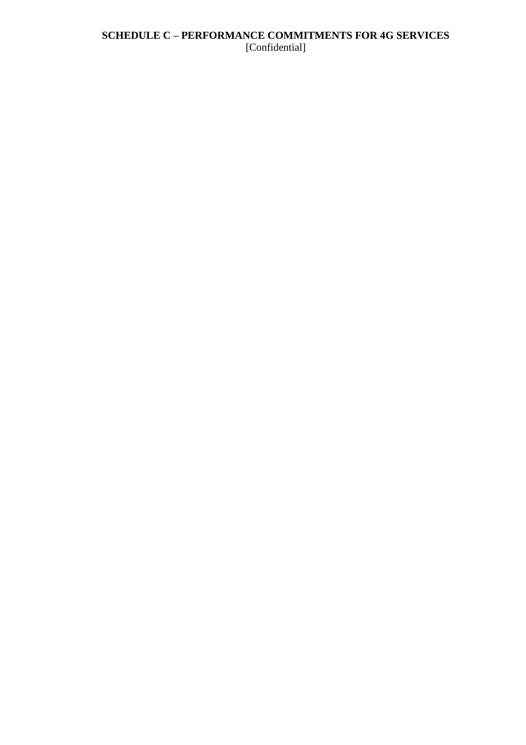**SCHEDULE C – PERFORMANCE COMMITMENTS FOR 4G SERVICES**

[Confidential]